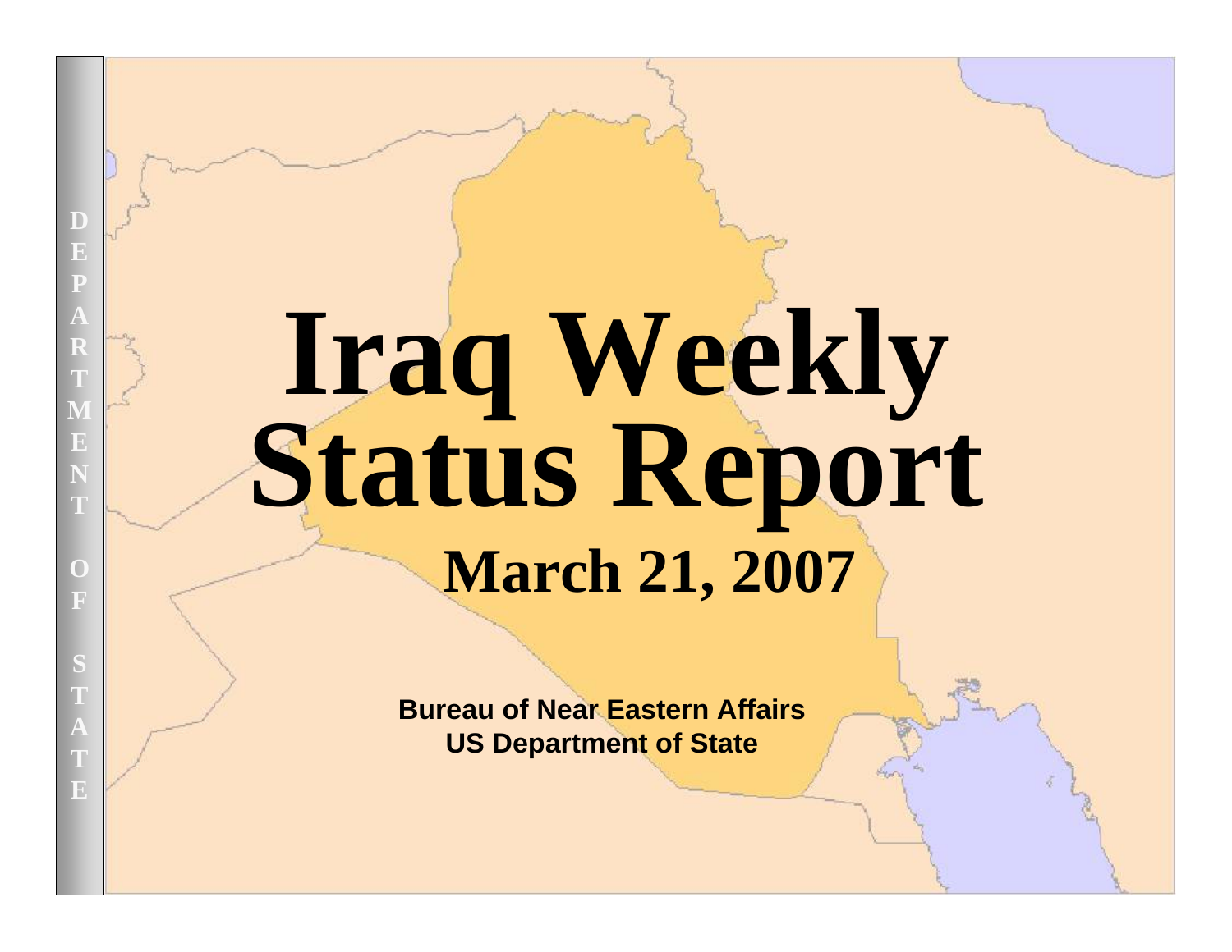# Iraq Weekly Status Report

## March 21, 2007

**Bureau of Near Eastern Affairs**
**US Department of State**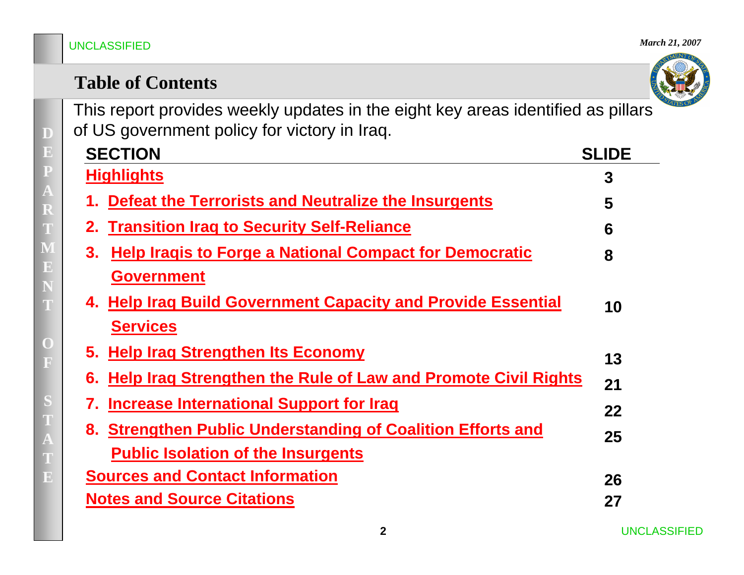# Table of Contents

This report provides weekly updates in the eight key areas identified as pillars of US government policy for victory in Iraq.

| SECTION | SLIDE |
|---|---|
| Highlights | 3 |
| 1. Defeat the Terrorists and Neutralize the Insurgents | 5 |
| 2. Transition Iraq to Security Self-Reliance | 6 |
| 3. Help Iraqis to Forge a National Compact for Democratic Government | 8 |
| 4. Help Iraq Build Government Capacity and Provide Essential Services | 10 |
| 5. Help Iraq Strengthen Its Economy | 13 |
| 6. Help Iraq Strengthen the Rule of Law and Promote Civil Rights | 21 |
| 7. Increase International Support for Iraq | 22 |
| 8. Strengthen Public Understanding of Coalition Efforts and Public Isolation of the Insurgents | 25 |
| Sources and Contact Information | 26 |
| Notes and Source Citations | 27 |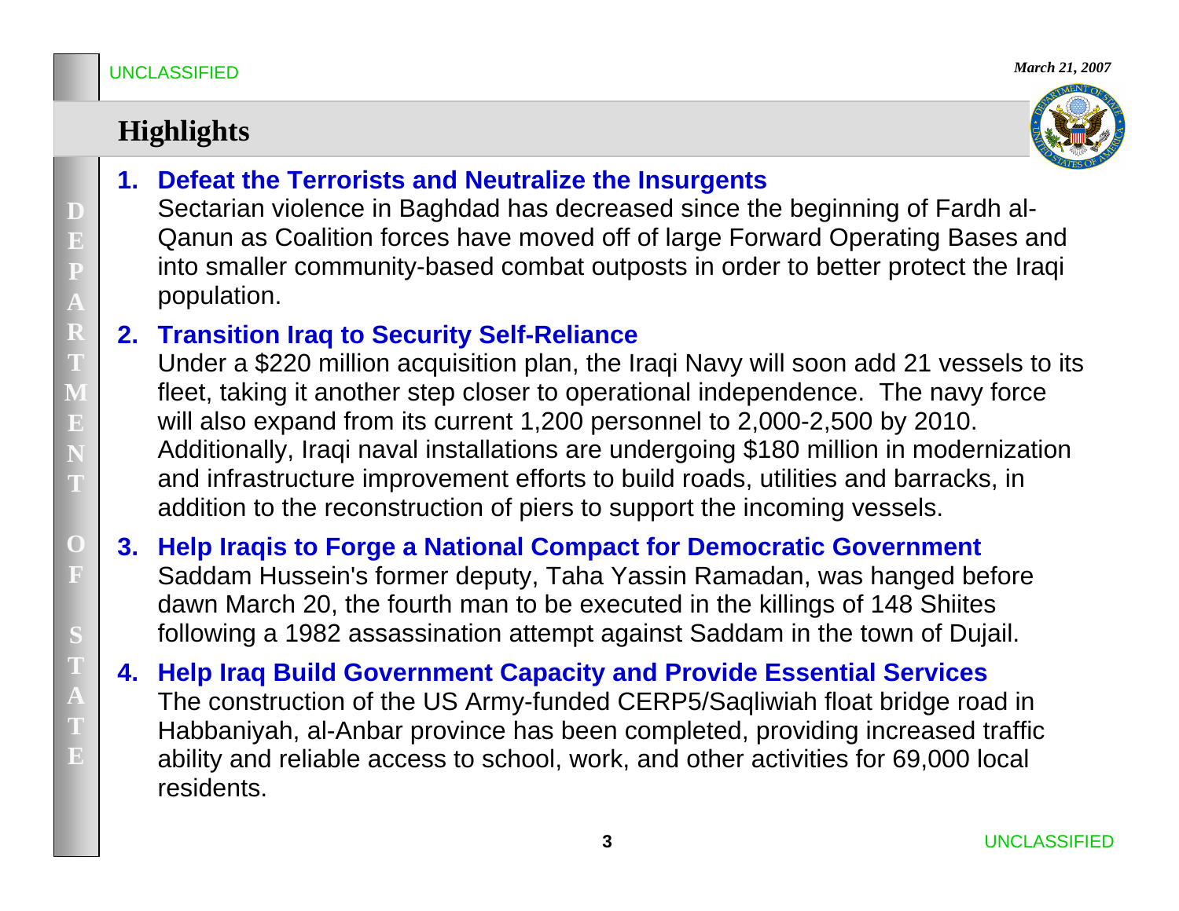# Highlights

1. **Defeat the Terrorists and Neutralize the Insurgents**
   Sectarian violence in Baghdad has decreased since the beginning of Fardh al-Qanun as Coalition forces have moved off of large Forward Operating Bases and into smaller community-based combat outposts in order to better protect the Iraqi population.

2. **Transition Iraq to Security Self-Reliance**
   Under a $220 million acquisition plan, the Iraqi Navy will soon add 21 vessels to its fleet, taking it another step closer to operational independence. The navy force will also expand from its current 1,200 personnel to 2,000-2,500 by 2010. Additionally, Iraqi naval installations are undergoing $180 million in modernization and infrastructure improvement efforts to build roads, utilities and barracks, in addition to the reconstruction of piers to support the incoming vessels.

3. **Help Iraqis to Forge a National Compact for Democratic Government**
   Saddam Hussein's former deputy, Taha Yassin Ramadan, was hanged before dawn March 20, the fourth man to be executed in the killings of 148 Shiites following a 1982 assassination attempt against Saddam in the town of Dujail.

4. **Help Iraq Build Government Capacity and Provide Essential Services**
   The construction of the US Army-funded CERP5/Saqliwiah float bridge road in Habbaniyah, al-Anbar province has been completed, providing increased traffic ability and reliable access to school, work, and other activities for 69,000 local residents.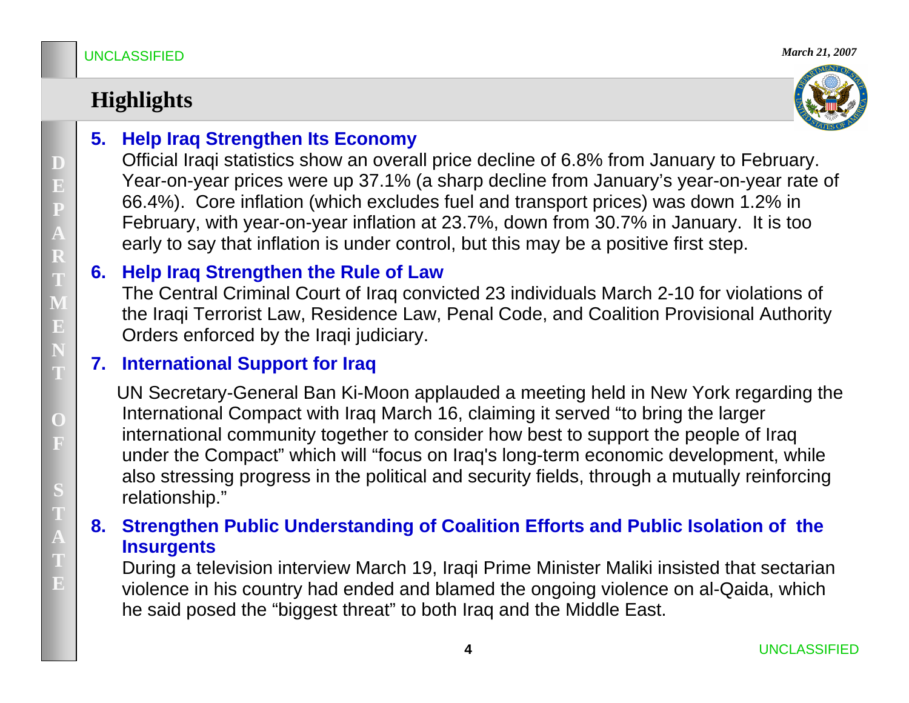## Highlights

5. **Help Iraq Strengthen Its Economy**
   Official Iraqi statistics show an overall price decline of 6.8% from January to February. Year-on-year prices were up 37.1% (a sharp decline from January's year-on-year rate of 66.4%). Core inflation (which excludes fuel and transport prices) was down 1.2% in February, with year-on-year inflation at 23.7%, down from 30.7% in January. It is too early to say that inflation is under control, but this may be a positive first step.

6. **Help Iraq Strengthen the Rule of Law**
   The Central Criminal Court of Iraq convicted 23 individuals March 2-10 for violations of the Iraqi Terrorist Law, Residence Law, Penal Code, and Coalition Provisional Authority Orders enforced by the Iraqi judiciary.

7. **International Support for Iraq**
   UN Secretary-General Ban Ki-Moon applauded a meeting held in New York regarding the International Compact with Iraq March 16, claiming it served "to bring the larger international community together to consider how best to support the people of Iraq under the Compact" which will "focus on Iraq's long-term economic development, while also stressing progress in the political and security fields, through a mutually reinforcing relationship."

8. **Strengthen Public Understanding of Coalition Efforts and Public Isolation of the Insurgents**
   During a television interview March 19, Iraqi Prime Minister Maliki insisted that sectarian violence in his country had ended and blamed the ongoing violence on al-Qaida, which he said posed the "biggest threat" to both Iraq and the Middle East.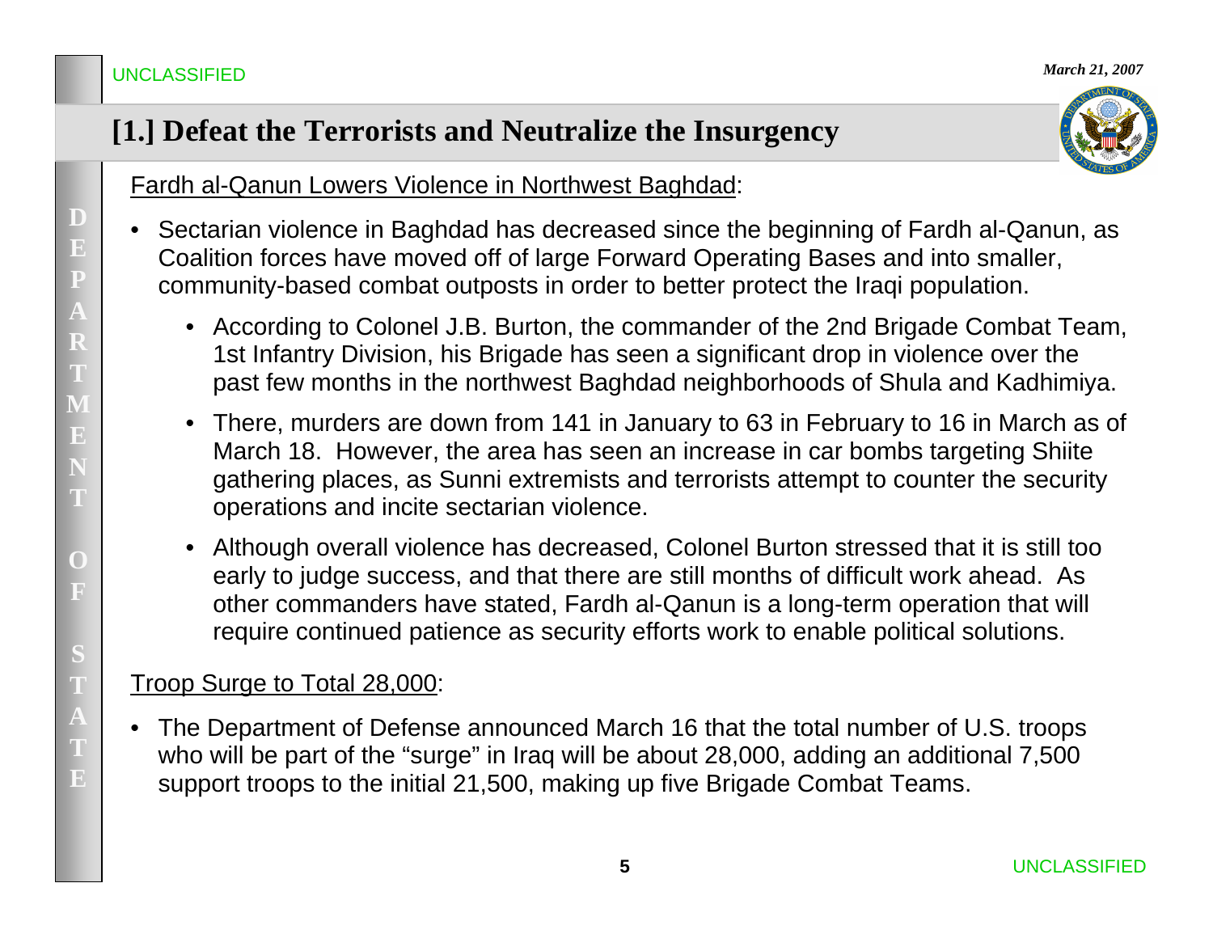## [1.] Defeat the Terrorists and Neutralize the Insurgency

Fardh al-Qanun Lowers Violence in Northwest Baghdad:

- Sectarian violence in Baghdad has decreased since the beginning of Fardh al-Qanun, as Coalition forces have moved off of large Forward Operating Bases and into smaller, community-based combat outposts in order to better protect the Iraqi population.
  - According to Colonel J.B. Burton, the commander of the 2nd Brigade Combat Team, 1st Infantry Division, his Brigade has seen a significant drop in violence over the past few months in the northwest Baghdad neighborhoods of Shula and Kadhimiya.
  - There, murders are down from 141 in January to 63 in February to 16 in March as of March 18. However, the area has seen an increase in car bombs targeting Shiite gathering places, as Sunni extremists and terrorists attempt to counter the security operations and incite sectarian violence.
  - Although overall violence has decreased, Colonel Burton stressed that it is still too early to judge success, and that there are still months of difficult work ahead. As other commanders have stated, Fardh al-Qanun is a long-term operation that will require continued patience as security efforts work to enable political solutions.

Troop Surge to Total 28,000:

- The Department of Defense announced March 16 that the total number of U.S. troops who will be part of the "surge" in Iraq will be about 28,000, adding an additional 7,500 support troops to the initial 21,500, making up five Brigade Combat Teams.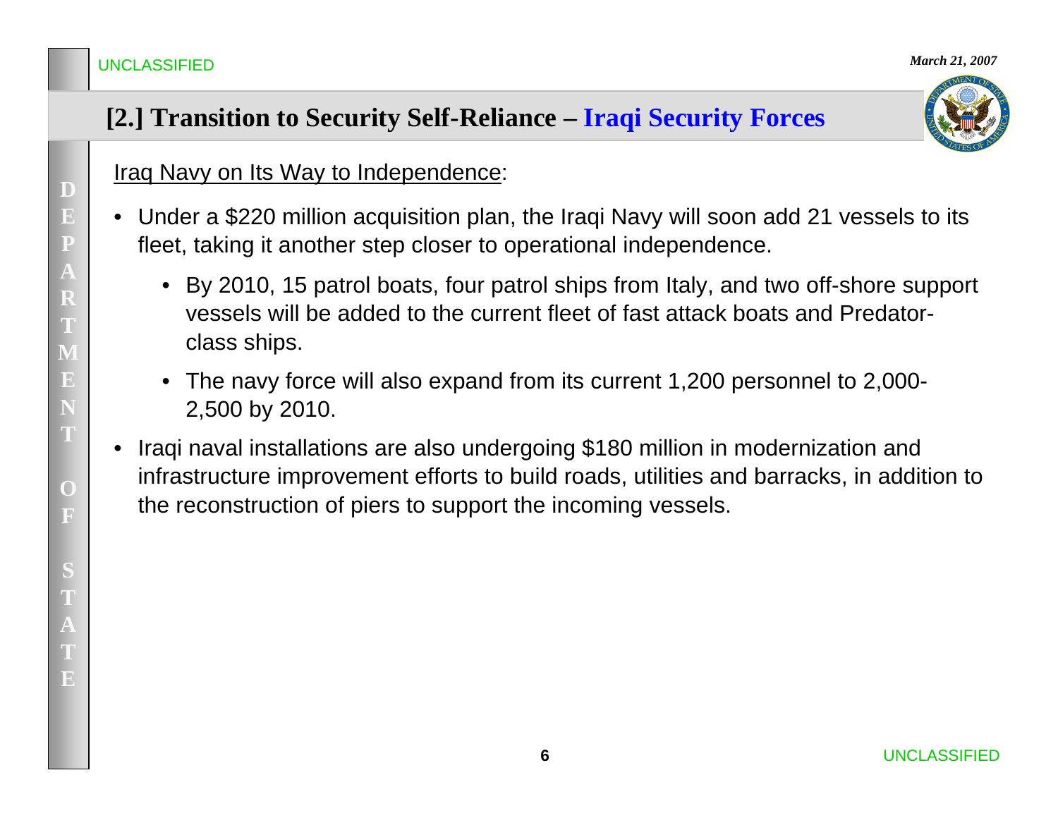## [2.] Transition to Security Self-Reliance – Iraqi Security Forces

Iraq Navy on Its Way to Independence:

- Under a $220 million acquisition plan, the Iraqi Navy will soon add 21 vessels to its fleet, taking it another step closer to operational independence.
  - By 2010, 15 patrol boats, four patrol ships from Italy, and two off-shore support vessels will be added to the current fleet of fast attack boats and Predator-class ships.
  - The navy force will also expand from its current 1,200 personnel to 2,000-2,500 by 2010.
- Iraqi naval installations are also undergoing $180 million in modernization and infrastructure improvement efforts to build roads, utilities and barracks, in addition to the reconstruction of piers to support the incoming vessels.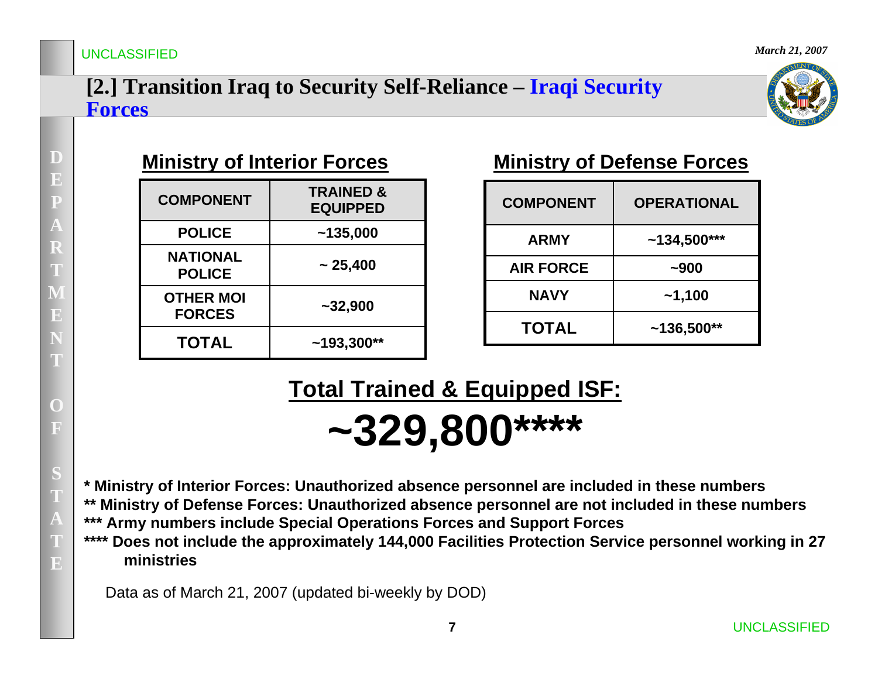# [2.] Transition Iraq to Security Self-Reliance – Iraqi Security Forces

## Ministry of Interior Forces

| COMPONENT | TRAINED & EQUIPPED |
|---|---|
| POLICE | ~135,000 |
| NATIONAL POLICE | ~ 25,400 |
| OTHER MOI FORCES | ~32,900 |
| TOTAL | ~193,300** |

## Ministry of Defense Forces

| COMPONENT | OPERATIONAL |
|---|---|
| ARMY | ~134,500*** |
| AIR FORCE | ~900 |
| NAVY | ~1,100 |
| TOTAL | ~136,500** |

## Total Trained & Equipped ISF:

# ~329,800****

**\* Ministry of Interior Forces: Unauthorized absence personnel are included in these numbers**
**\*\* Ministry of Defense Forces: Unauthorized absence personnel are not included in these numbers**
**\*\*\* Army numbers include Special Operations Forces and Support Forces**
**\*\*\*\* Does not include the approximately 144,000 Facilities Protection Service personnel working in 27 ministries**

Data as of March 21, 2007 (updated bi-weekly by DOD)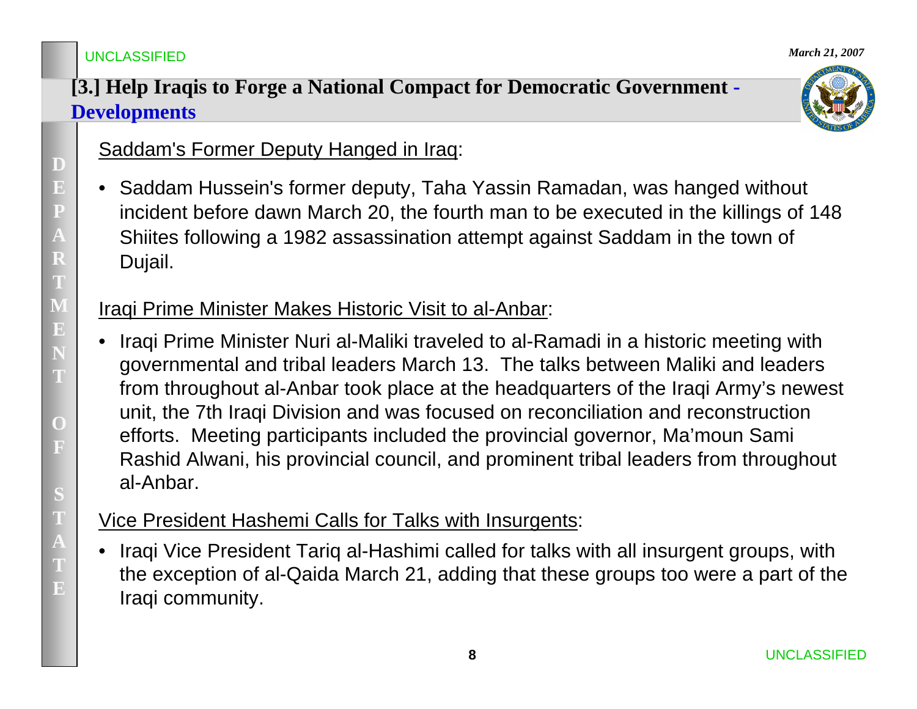## [3.] Help Iraqis to Forge a National Compact for Democratic Government - Developments

Saddam's Former Deputy Hanged in Iraq:

- Saddam Hussein's former deputy, Taha Yassin Ramadan, was hanged without incident before dawn March 20, the fourth man to be executed in the killings of 148 Shiites following a 1982 assassination attempt against Saddam in the town of Dujail.

Iraqi Prime Minister Makes Historic Visit to al-Anbar:

- Iraqi Prime Minister Nuri al-Maliki traveled to al-Ramadi in a historic meeting with governmental and tribal leaders March 13. The talks between Maliki and leaders from throughout al-Anbar took place at the headquarters of the Iraqi Army's newest unit, the 7th Iraqi Division and was focused on reconciliation and reconstruction efforts. Meeting participants included the provincial governor, Ma'moun Sami Rashid Alwani, his provincial council, and prominent tribal leaders from throughout al-Anbar.

Vice President Hashemi Calls for Talks with Insurgents:

- Iraqi Vice President Tariq al-Hashimi called for talks with all insurgent groups, with the exception of al-Qaida March 21, adding that these groups too were a part of the Iraqi community.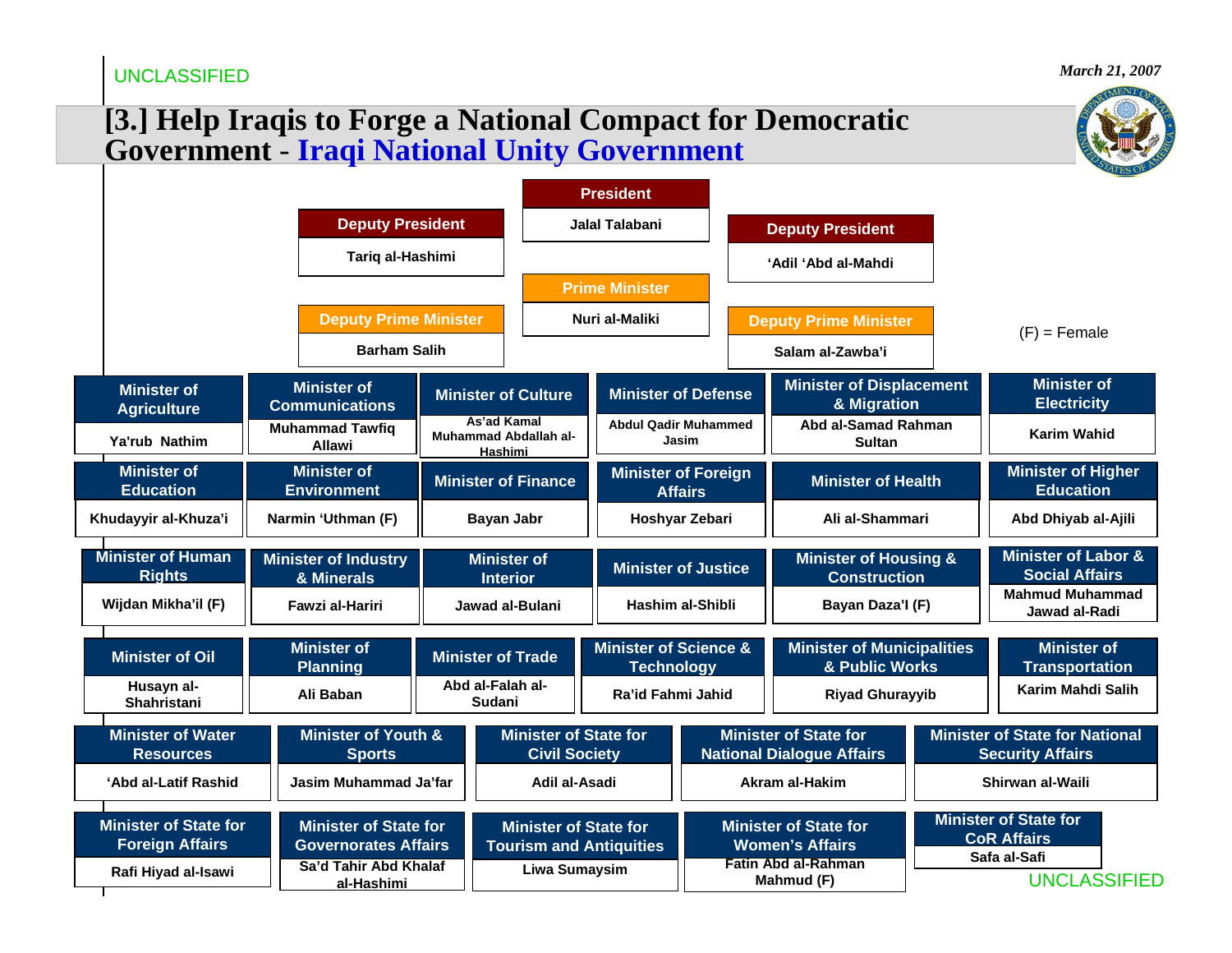UNCLASSIFIED

*March 21, 2007*

# [3.] Help Iraqis to Forge a National Compact for Democratic Government - Iraqi National Unity Government

| Position | Name |
|---|---|
| President | Jalal Talabani |
| Deputy President | Tariq al-Hashimi |
| Deputy President | 'Adil 'Abd al-Mahdi |
| Prime Minister | Nuri al-Maliki |
| Deputy Prime Minister | Barham Salih |
| Deputy Prime Minister | Salam al-Zawba'i |

(F) = Female

| Position | Name |
|---|---|
| Minister of Agriculture | Ya'rub Nathim |
| Minister of Communications | Muhammad Tawfiq Allawi |
| Minister of Culture | As'ad Kamal Muhammad Abdallah al-Hashimi |
| Minister of Defense | Abdul Qadir Muhammed Jasim |
| Minister of Displacement & Migration | Abd al-Samad Rahman Sultan |
| Minister of Electricity | Karim Wahid |
| Minister of Education | Khudayyir al-Khuza'i |
| Minister of Environment | Narmin 'Uthman (F) |
| Minister of Finance | Bayan Jabr |
| Minister of Foreign Affairs | Hoshyar Zebari |
| Minister of Health | Ali al-Shammari |
| Minister of Higher Education | Abd Dhiyab al-Ajili |
| Minister of Human Rights | Wijdan Mikha'il (F) |
| Minister of Industry & Minerals | Fawzi al-Hariri |
| Minister of Interior | Jawad al-Bulani |
| Minister of Justice | Hashim al-Shibli |
| Minister of Housing & Construction | Bayan Daza'l (F) |
| Minister of Labor & Social Affairs | Mahmud Muhammad Jawad al-Radi |
| Minister of Oil | Husayn al-Shahristani |
| Minister of Planning | Ali Baban |
| Minister of Trade | Abd al-Falah al-Sudani |
| Minister of Science & Technology | Ra'id Fahmi Jahid |
| Minister of Municipalities & Public Works | Riyad Ghurayyib |
| Minister of Transportation | Karim Mahdi Salih |
| Minister of Water Resources | 'Abd al-Latif Rashid |
| Minister of Youth & Sports | Jasim Muhammad Ja'far |
| Minister of State for Civil Society | Adil al-Asadi |
| Minister of State for National Dialogue Affairs | Akram al-Hakim |
| Minister of State for National Security Affairs | Shirwan al-Waili |
| Minister of State for Foreign Affairs | Rafi Hiyad al-Isawi |
| Minister of State for Governorates Affairs | Sa'd Tahir Abd Khalaf al-Hashimi |
| Minister of State for Tourism and Antiquities | Liwa Sumaysim |
| Minister of State for Women's Affairs | Fatin Abd al-Rahman Mahmud (F) |
| Minister of State for CoR Affairs | Safa al-Safi |

UNCLASSIFIED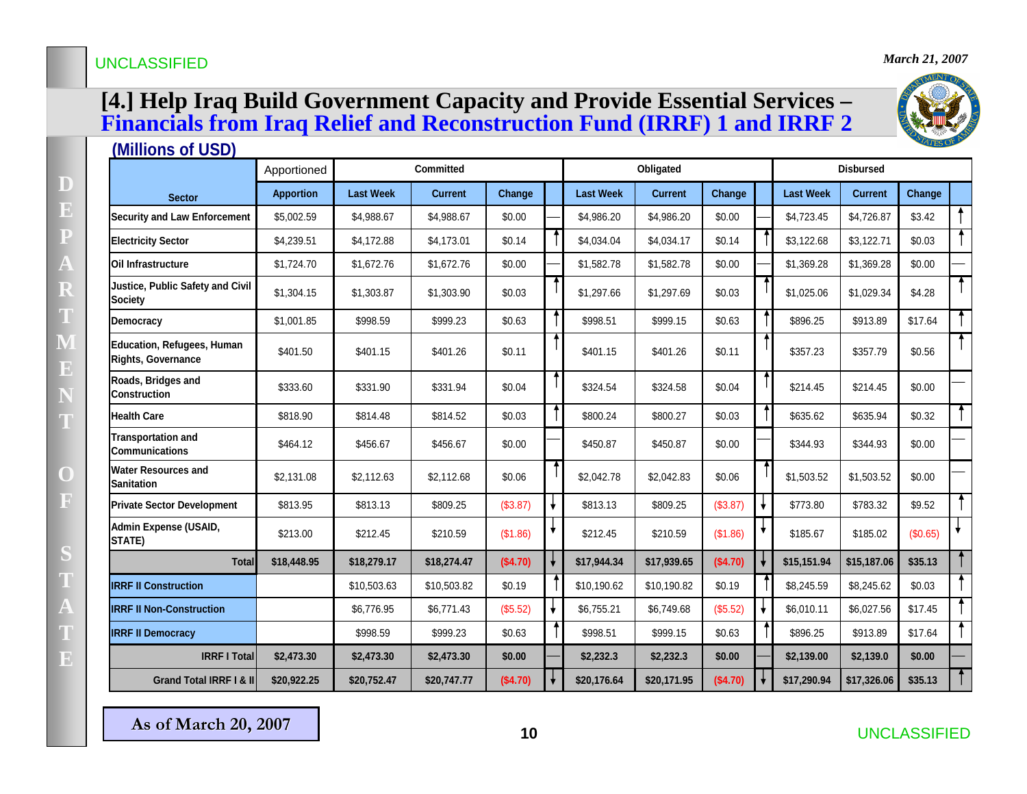UNCLASSIFIED

*March 21, 2007*

# [4.] Help Iraq Build Government Capacity and Provide Essential Services – Financials from Iraq Relief and Reconstruction Fund (IRRF) 1 and IRRF 2

**(Millions of USD)**

| Sector | Apportioned | Committed | | | | Obligated | | | | Disbursed | | | |
|---|---|---|---|---|---|---|---|---|---|---|---|---|---|
| | Apportion | Last Week | Current | Change | | Last Week | Current | Change | | Last Week | Current | Change | |
| Security and Law Enforcement | $5,002.59 | $4,988.67 | $4,988.67 | $0.00 | — | $4,986.20 | $4,986.20 | $0.00 | — | $4,723.45 | $4,726.87 | $3.42 | ↑ |
| Electricity Sector | $4,239.51 | $4,172.88 | $4,173.01 | $0.14 | ↑ | $4,034.04 | $4,034.17 | $0.14 | ↑ | $3,122.68 | $3,122.71 | $0.03 | ↑ |
| Oil Infrastructure | $1,724.70 | $1,672.76 | $1,672.76 | $0.00 | — | $1,582.78 | $1,582.78 | $0.00 | — | $1,369.28 | $1,369.28 | $0.00 | — |
| Justice, Public Safety and Civil Society | $1,304.15 | $1,303.87 | $1,303.90 | $0.03 | ↑ | $1,297.66 | $1,297.69 | $0.03 | ↑ | $1,025.06 | $1,029.34 | $4.28 | ↑ |
| Democracy | $1,001.85 | $998.59 | $999.23 | $0.63 | ↑ | $998.51 | $999.15 | $0.63 | ↑ | $896.25 | $913.89 | $17.64 | ↑ |
| Education, Refugees, Human Rights, Governance | $401.50 | $401.15 | $401.26 | $0.11 | ↑ | $401.15 | $401.26 | $0.11 | ↑ | $357.23 | $357.79 | $0.56 | ↑ |
| Roads, Bridges and Construction | $333.60 | $331.90 | $331.94 | $0.04 | ↑ | $324.54 | $324.58 | $0.04 | ↑ | $214.45 | $214.45 | $0.00 | — |
| Health Care | $818.90 | $814.48 | $814.52 | $0.03 | ↑ | $800.24 | $800.27 | $0.03 | ↑ | $635.62 | $635.94 | $0.32 | ↑ |
| Transportation and Communications | $464.12 | $456.67 | $456.67 | $0.00 | — | $450.87 | $450.87 | $0.00 | — | $344.93 | $344.93 | $0.00 | — |
| Water Resources and Sanitation | $2,131.08 | $2,112.63 | $2,112.68 | $0.06 | ↑ | $2,042.78 | $2,042.83 | $0.06 | ↑ | $1,503.52 | $1,503.52 | $0.00 | — |
| Private Sector Development | $813.95 | $813.13 | $809.25 | ($3.87) | ↓ | $813.13 | $809.25 | ($3.87) | ↓ | $773.80 | $783.32 | $9.52 | ↑ |
| Admin Expense (USAID, STATE) | $213.00 | $212.45 | $210.59 | ($1.86) | ↓ | $212.45 | $210.59 | ($1.86) | ↓ | $185.67 | $185.02 | ($0.65) | ↓ |
| **Total** | **$18,448.95** | **$18,279.17** | **$18,274.47** | **($4.70)** | ↓ | **$17,944.34** | **$17,939.65** | **($4.70)** | ↓ | **$15,151.94** | **$15,187.06** | **$35.13** | ↑ |
| IRRF II Construction | | $10,503.63 | $10,503.82 | $0.19 | ↑ | $10,190.62 | $10,190.82 | $0.19 | ↑ | $8,245.59 | $8,245.62 | $0.03 | ↑ |
| IRRF II Non-Construction | | $6,776.95 | $6,771.43 | ($5.52) | ↓ | $6,755.21 | $6,749.68 | ($5.52) | ↓ | $6,010.11 | $6,027.56 | $17.45 | ↑ |
| IRRF II Democracy | | $998.59 | $999.23 | $0.63 | ↑ | $998.51 | $999.15 | $0.63 | ↑ | $896.25 | $913.89 | $17.64 | ↑ |
| **IRRF I Total** | **$2,473.30** | **$2,473.30** | **$2,473.30** | **$0.00** | — | **$2,232.3** | **$2,232.3** | **$0.00** | — | **$2,139.00** | **$2,139.0** | **$0.00** | — |
| **Grand Total IRRF I & II** | **$20,922.25** | **$20,752.47** | **$20,747.77** | **($4.70)** | ↓ | **$20,176.64** | **$20,171.95** | **($4.70)** | ↓ | **$17,290.94** | **$17,326.06** | **$35.13** | ↑ |

As of March 20, 2007

UNCLASSIFIED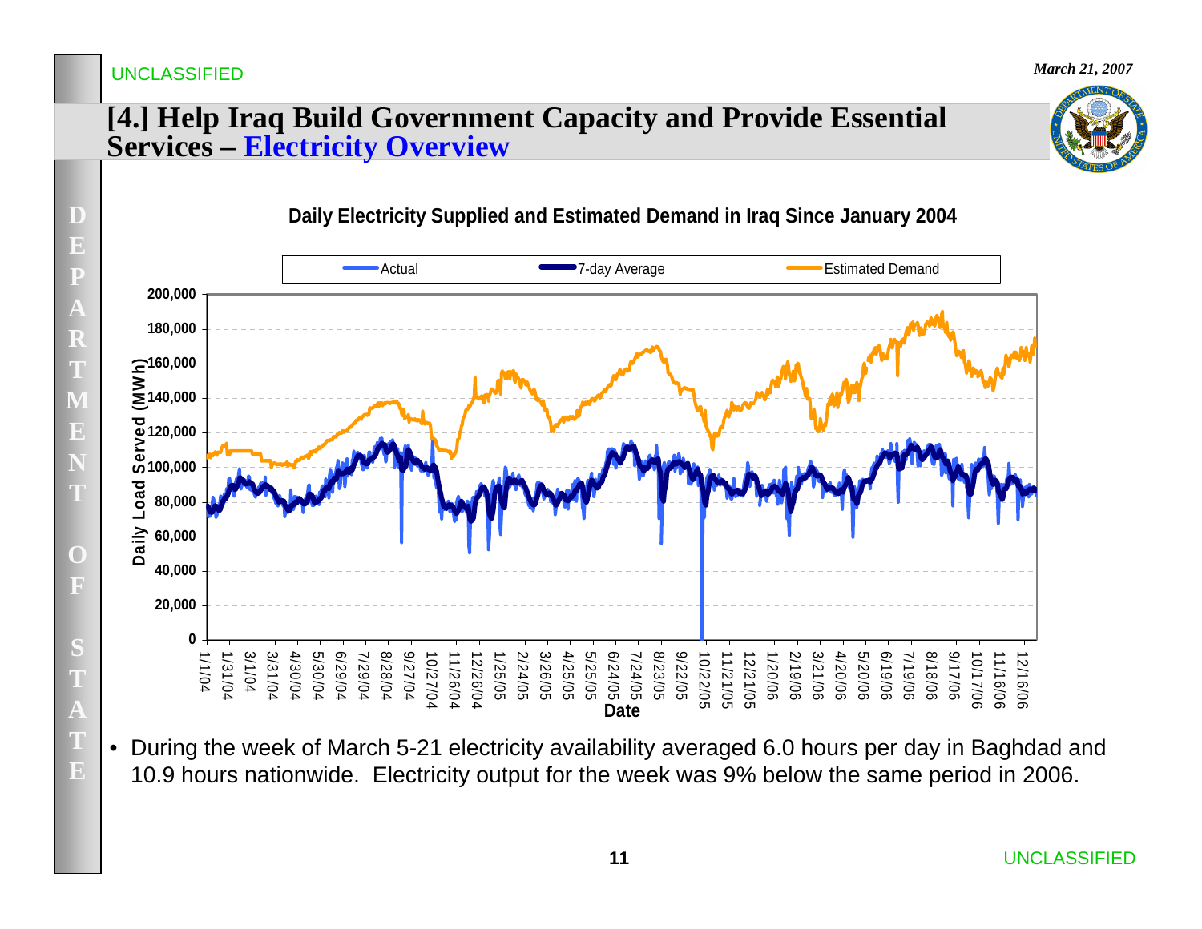# [4.] Help Iraq Build Government Capacity and Provide Essential Services – Electricity Overview

**Daily Electricity Supplied and Estimated Demand in Iraq Since January 2004**

Legend: Actual | 7-day Average | Estimated Demand

Y-axis: Daily Load Served (MWh) — 0 to 200,000

X-axis: Date — 1/1/04 to 12/16/06

- During the week of March 5-21 electricity availability averaged 6.0 hours per day in Baghdad and 10.9 hours nationwide. Electricity output for the week was 9% below the same period in 2006.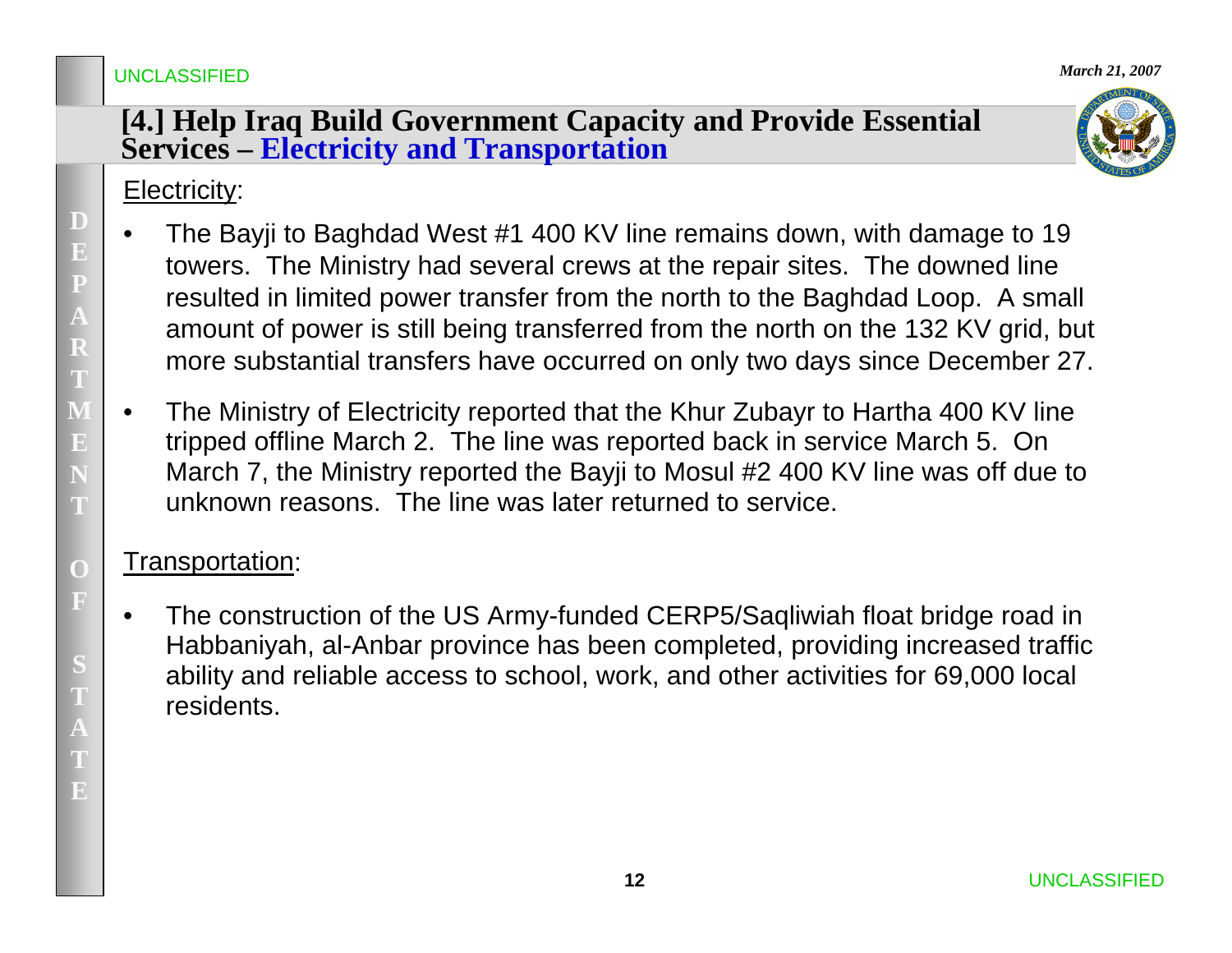## [4.] Help Iraq Build Government Capacity and Provide Essential Services – Electricity and Transportation

Electricity:

- The Bayji to Baghdad West #1 400 KV line remains down, with damage to 19 towers. The Ministry had several crews at the repair sites. The downed line resulted in limited power transfer from the north to the Baghdad Loop. A small amount of power is still being transferred from the north on the 132 KV grid, but more substantial transfers have occurred on only two days since December 27.
- The Ministry of Electricity reported that the Khur Zubayr to Hartha 400 KV line tripped offline March 2. The line was reported back in service March 5. On March 7, the Ministry reported the Bayji to Mosul #2 400 KV line was off due to unknown reasons. The line was later returned to service.

Transportation:

- The construction of the US Army-funded CERP5/Saqliwiah float bridge road in Habbaniyah, al-Anbar province has been completed, providing increased traffic ability and reliable access to school, work, and other activities for 69,000 local residents.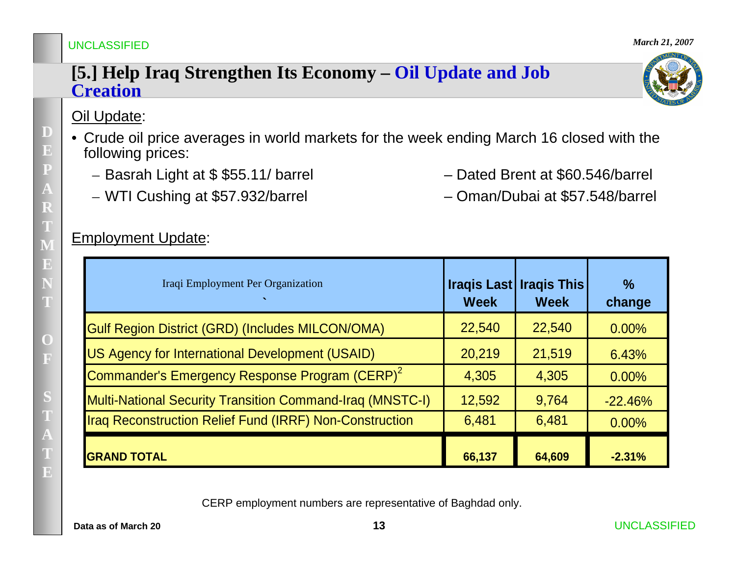# [5.] Help Iraq Strengthen Its Economy – Oil Update and Job Creation

Oil Update:

- Crude oil price averages in world markets for the week ending March 16 closed with the following prices:
  - Basrah Light at $ $55.11/ barrel
  - WTI Cushing at $57.932/barrel
  - Dated Brent at $60.546/barrel
  - Oman/Dubai at $57.548/barrel

Employment Update:

| Iraqi Employment Per Organization ` | Iraqis Last Week | Iraqis This Week | % change |
|---|---|---|---|
| Gulf Region District (GRD) (Includes MILCON/OMA) | 22,540 | 22,540 | 0.00% |
| US Agency for International Development (USAID) | 20,219 | 21,519 | 6.43% |
| Commander's Emergency Response Program (CERP)[2] | 4,305 | 4,305 | 0.00% |
| Multi-National Security Transition Command-Iraq (MNSTC-I) | 12,592 | 9,764 | -22.46% |
| Iraq Reconstruction Relief Fund (IRRF) Non-Construction | 6,481 | 6,481 | 0.00% |
| **GRAND TOTAL** | **66,137** | **64,609** | **-2.31%** |

CERP employment numbers are representative of Baghdad only.

**Data as of March 20**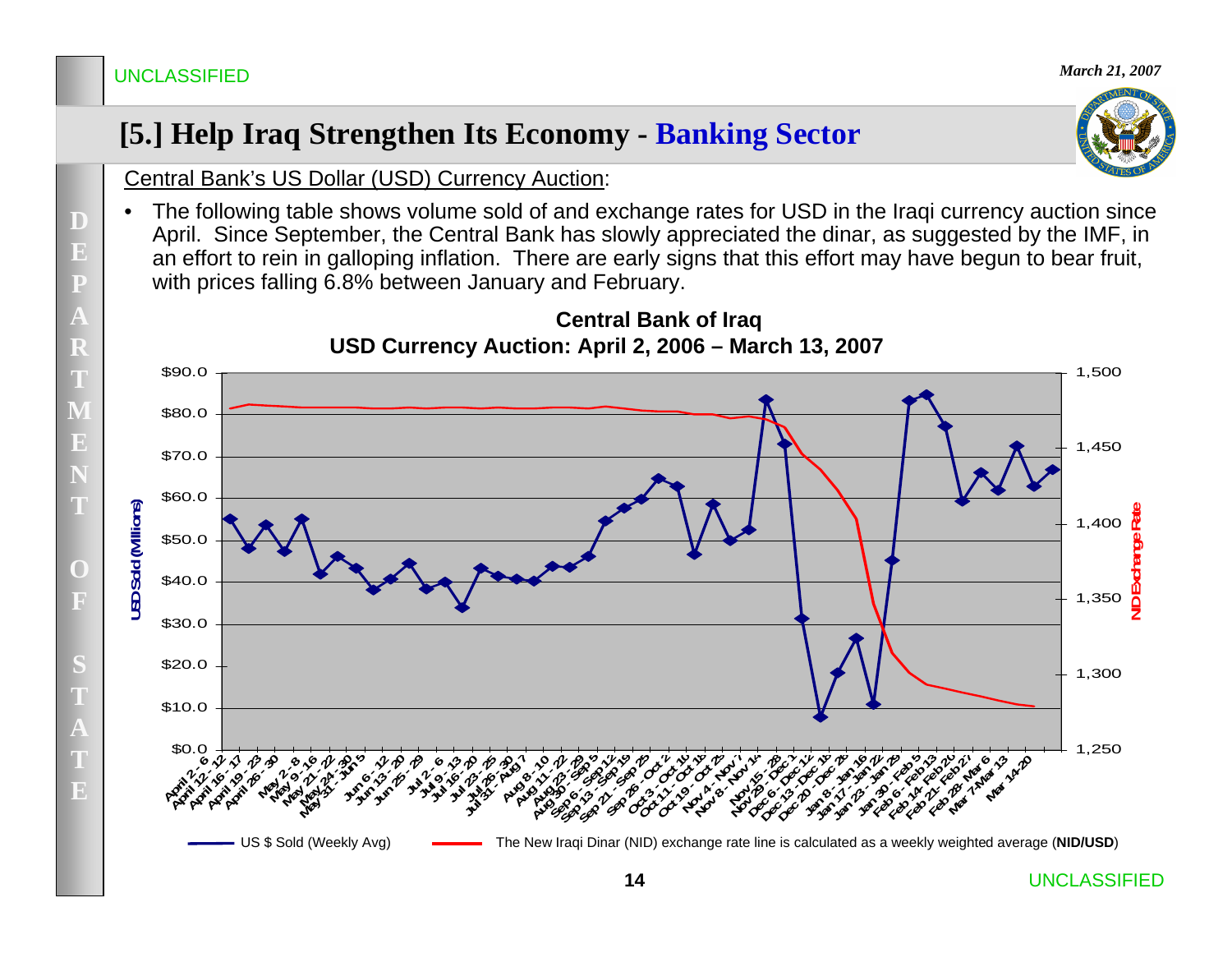UNCLASSIFIED

*March 21, 2007*

# [5.] Help Iraq Strengthen Its Economy - Banking Sector

Central Bank's US Dollar (USD) Currency Auction:

- The following table shows volume sold of and exchange rates for USD in the Iraqi currency auction since April. Since September, the Central Bank has slowly appreciated the dinar, as suggested by the IMF, in an effort to rein in galloping inflation. There are early signs that this effort may have begun to bear fruit, with prices falling 6.8% between January and February.

**Central Bank of Iraq**
**USD Currency Auction: April 2, 2006 – March 13, 2007**

US $ Sold (Weekly Avg) — The New Iraqi Dinar (NID) exchange rate line is calculated as a weekly weighted average (**NID/USD**)

UNCLASSIFIED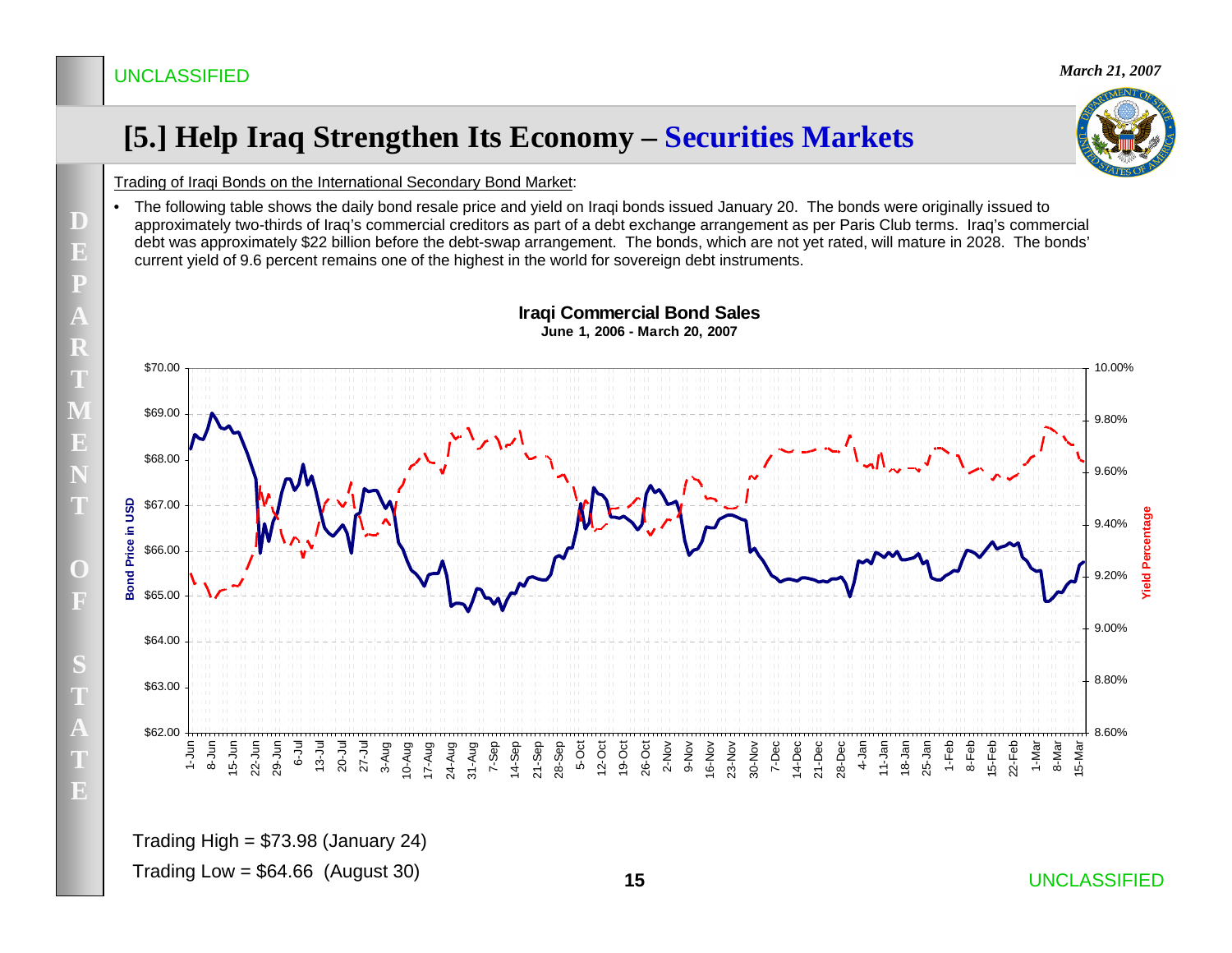# [5.] Help Iraq Strengthen Its Economy – Securities Markets

Trading of Iraqi Bonds on the International Secondary Bond Market:

- The following table shows the daily bond resale price and yield on Iraqi bonds issued January 20. The bonds were originally issued to approximately two-thirds of Iraq's commercial creditors as part of a debt exchange arrangement as per Paris Club terms. Iraq's commercial debt was approximately $22 billion before the debt-swap arrangement. The bonds, which are not yet rated, will mature in 2028. The bonds' current yield of 9.6 percent remains one of the highest in the world for sovereign debt instruments.

**Iraqi Commercial Bond Sales**
**June 1, 2006 - March 20, 2007**

Trading High = $73.98 (January 24)

Trading Low = $64.66 (August 30)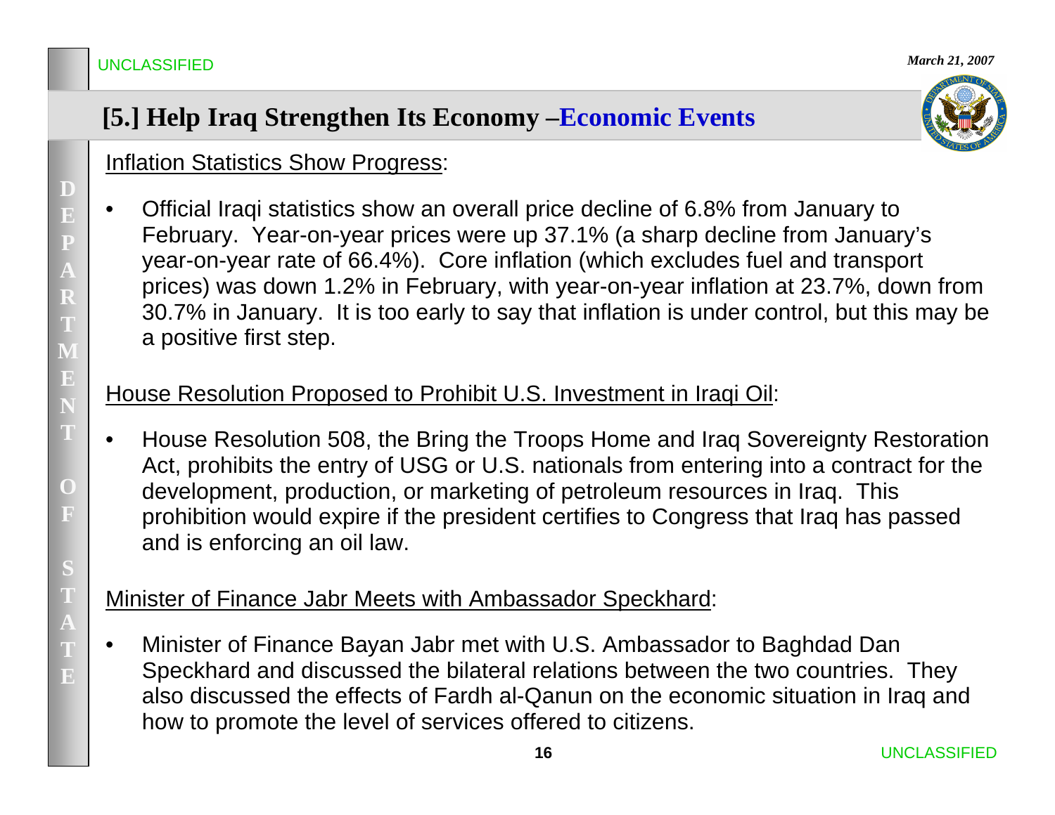# [5.] Help Iraq Strengthen Its Economy –Economic Events

Inflation Statistics Show Progress:

- Official Iraqi statistics show an overall price decline of 6.8% from January to February. Year-on-year prices were up 37.1% (a sharp decline from January's year-on-year rate of 66.4%). Core inflation (which excludes fuel and transport prices) was down 1.2% in February, with year-on-year inflation at 23.7%, down from 30.7% in January. It is too early to say that inflation is under control, but this may be a positive first step.

House Resolution Proposed to Prohibit U.S. Investment in Iraqi Oil:

- House Resolution 508, the Bring the Troops Home and Iraq Sovereignty Restoration Act, prohibits the entry of USG or U.S. nationals from entering into a contract for the development, production, or marketing of petroleum resources in Iraq. This prohibition would expire if the president certifies to Congress that Iraq has passed and is enforcing an oil law.

Minister of Finance Jabr Meets with Ambassador Speckhard:

- Minister of Finance Bayan Jabr met with U.S. Ambassador to Baghdad Dan Speckhard and discussed the bilateral relations between the two countries. They also discussed the effects of Fardh al-Qanun on the economic situation in Iraq and how to promote the level of services offered to citizens.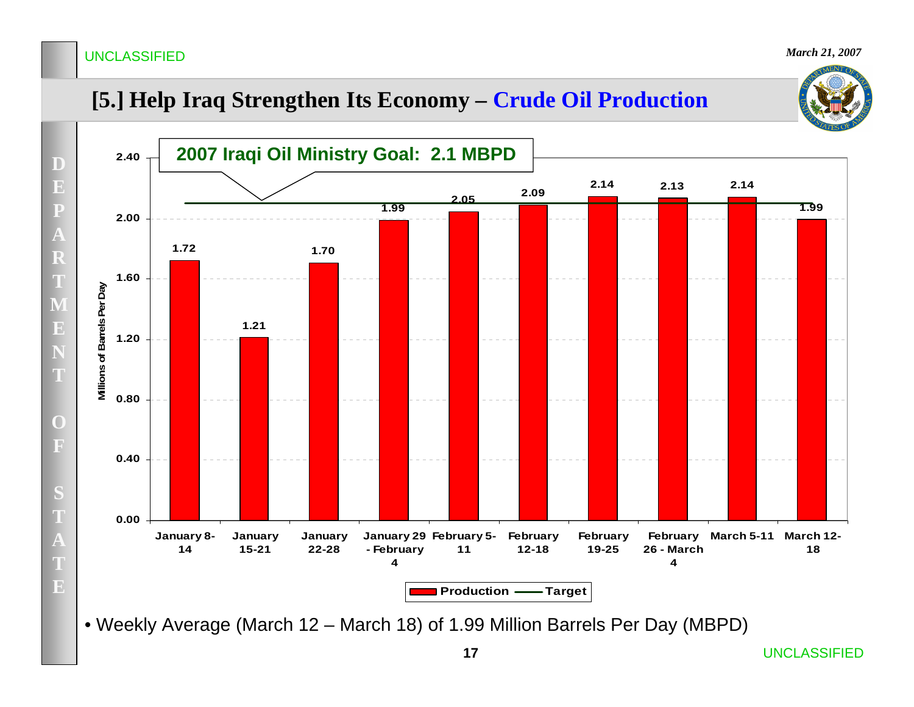# [5.] Help Iraq Strengthen Its Economy – Crude Oil Production

**2007 Iraqi Oil Ministry Goal: 2.1 MBPD**

| Week | Production (Millions of Barrels Per Day) |
| --- | --- |
| January 8-14 | 1.72 |
| January 15-21 | 1.21 |
| January 22-28 | 1.70 |
| January 29 - February 4 | 1.99 |
| February 5-11 | 2.05 |
| February 12-18 | 2.09 |
| February 19-25 | 2.14 |
| February 26 - March 4 | 2.13 |
| March 5-11 | 2.14 |
| March 12-18 | 1.99 |

Legend: Production — Target

- Weekly Average (March 12 – March 18) of 1.99 Million Barrels Per Day (MBPD)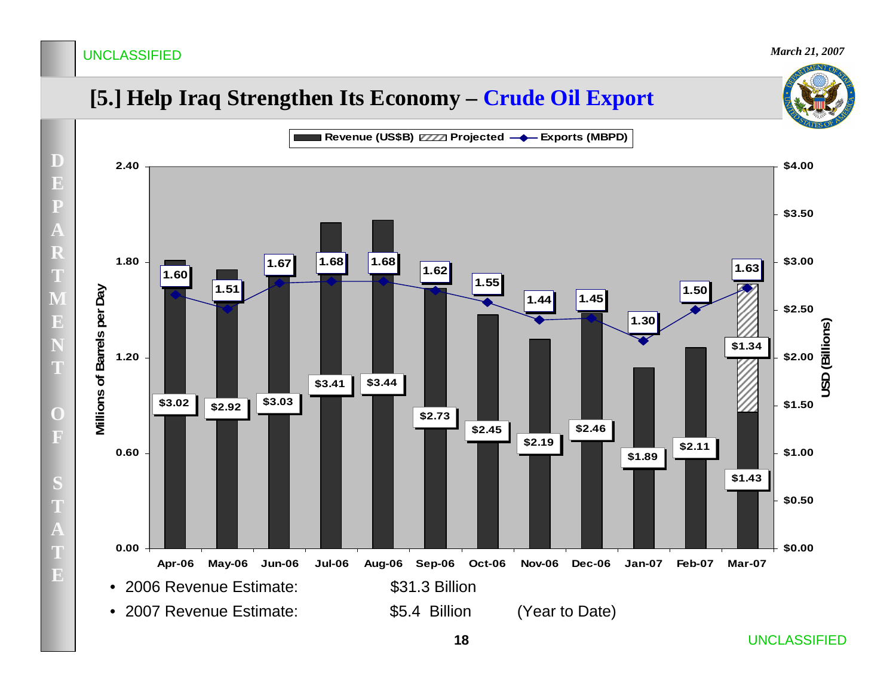UNCLASSIFIED

*March 21, 2007*

# [5.] Help Iraq Strengthen Its Economy – Crude Oil Export

Revenue (US$B) | Projected | Exports (MBPD)

| Month | Exports (MBPD) | Revenue (US$B) |
|---|---|---|
| Apr-06 | 1.60 | $3.02 |
| May-06 | 1.51 | $2.92 |
| Jun-06 | 1.67 | $3.03 |
| Jul-06 | 1.68 | $3.41 |
| Aug-06 | 1.68 | $3.44 |
| Sep-06 | 1.62 | $2.73 |
| Oct-06 | 1.55 | $2.45 |
| Nov-06 | 1.44 | $2.19 |
| Dec-06 | 1.45 | $2.46 |
| Jan-07 | 1.30 | $1.89 |
| Feb-07 | 1.50 | $2.11 |
| Mar-07 | 1.63 | $1.43 (Projected: $1.34) |

Left axis: Millions of Barrels per Day (0.00–2.40); Right axis: USD (Billions) ($0.00–$4.00)

- 2006 Revenue Estimate: $31.3 Billion
- 2007 Revenue Estimate: $5.4 Billion (Year to Date)

UNCLASSIFIED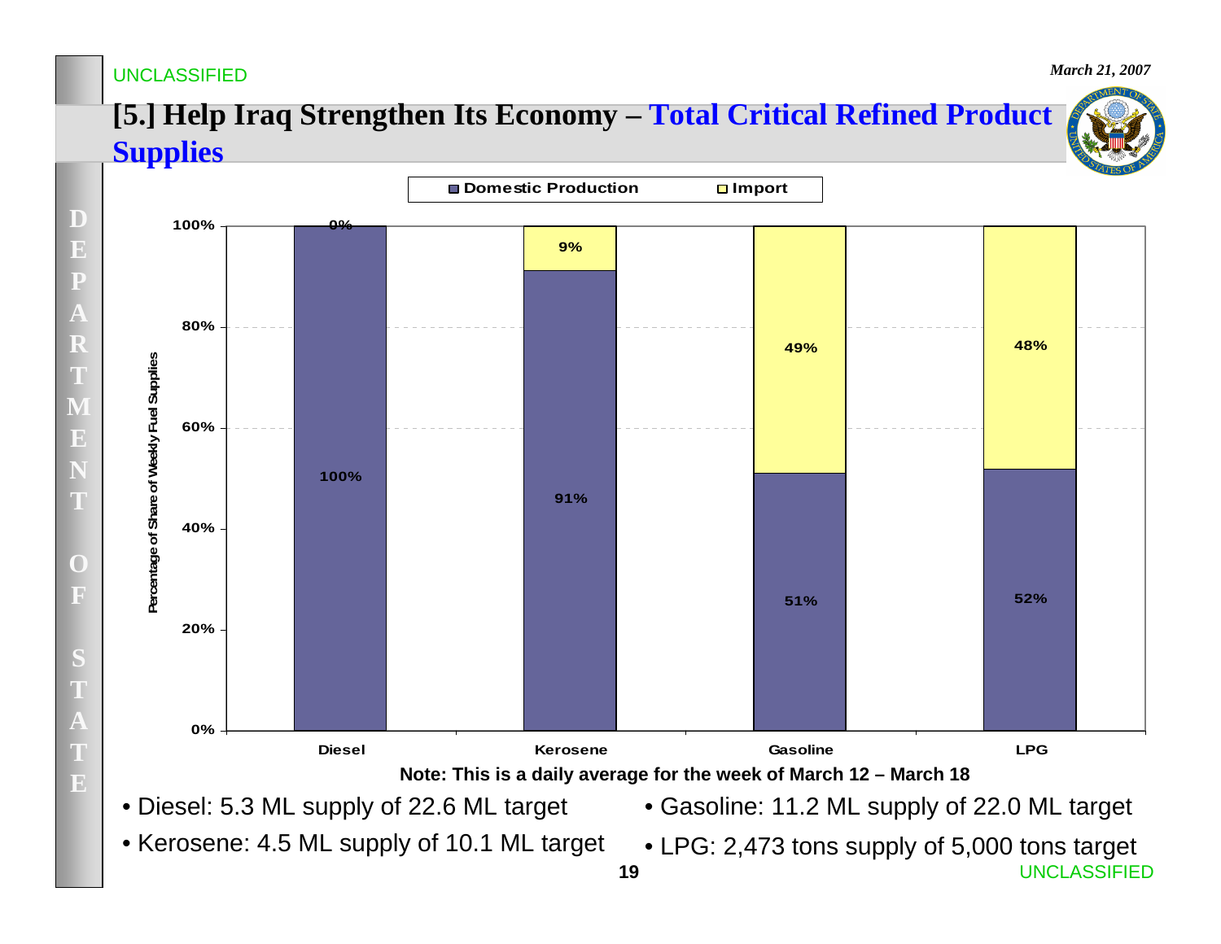## [5.] Help Iraq Strengthen Its Economy – Total Critical Refined Product Supplies

| Product | Domestic Production | Import |
| --- | --- | --- |
| Diesel | 100% | 0% |
| Kerosene | 91% | 9% |
| Gasoline | 51% | 49% |
| LPG | 52% | 48% |

Percentage of Share of Weekly Fuel Supplies

**Note: This is a daily average for the week of March 12 – March 18**

- Diesel: 5.3 ML supply of 22.6 ML target
- Kerosene: 4.5 ML supply of 10.1 ML target
- Gasoline: 11.2 ML supply of 22.0 ML target
- LPG: 2,473 tons supply of 5,000 tons target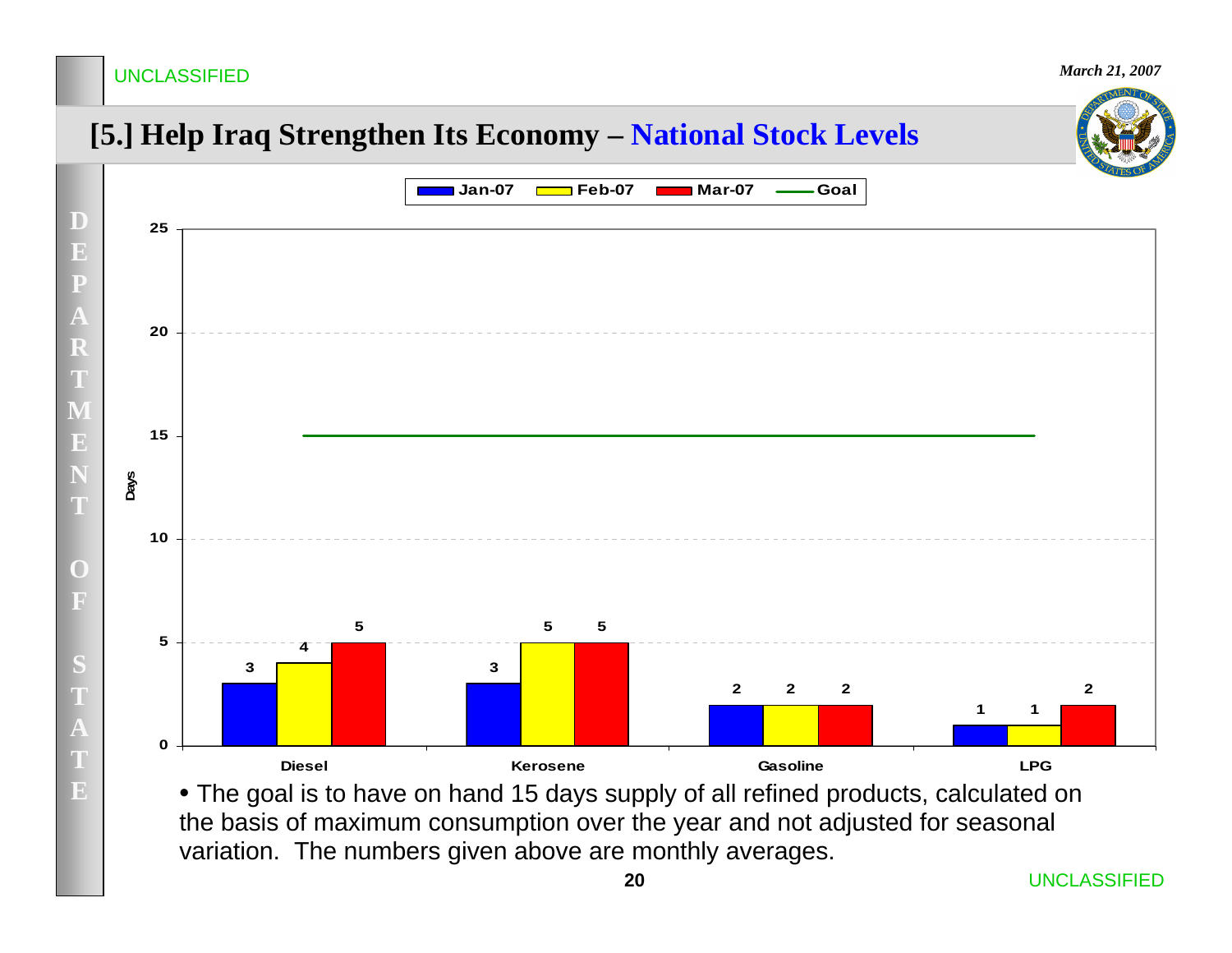UNCLASSIFIED

*March 21, 2007*

## [5.] Help Iraq Strengthen Its Economy – National Stock Levels

| Product | Jan-07 | Feb-07 | Mar-07 | Goal |
|---|---|---|---|---|
| Diesel | 3 | 4 | 5 | 15 |
| Kerosene | 3 | 5 | 5 | 15 |
| Gasoline | 2 | 2 | 2 | 15 |
| LPG | 1 | 1 | 2 | 15 |

(Days)

- The goal is to have on hand 15 days supply of all refined products, calculated on the basis of maximum consumption over the year and not adjusted for seasonal variation. The numbers given above are monthly averages.

UNCLASSIFIED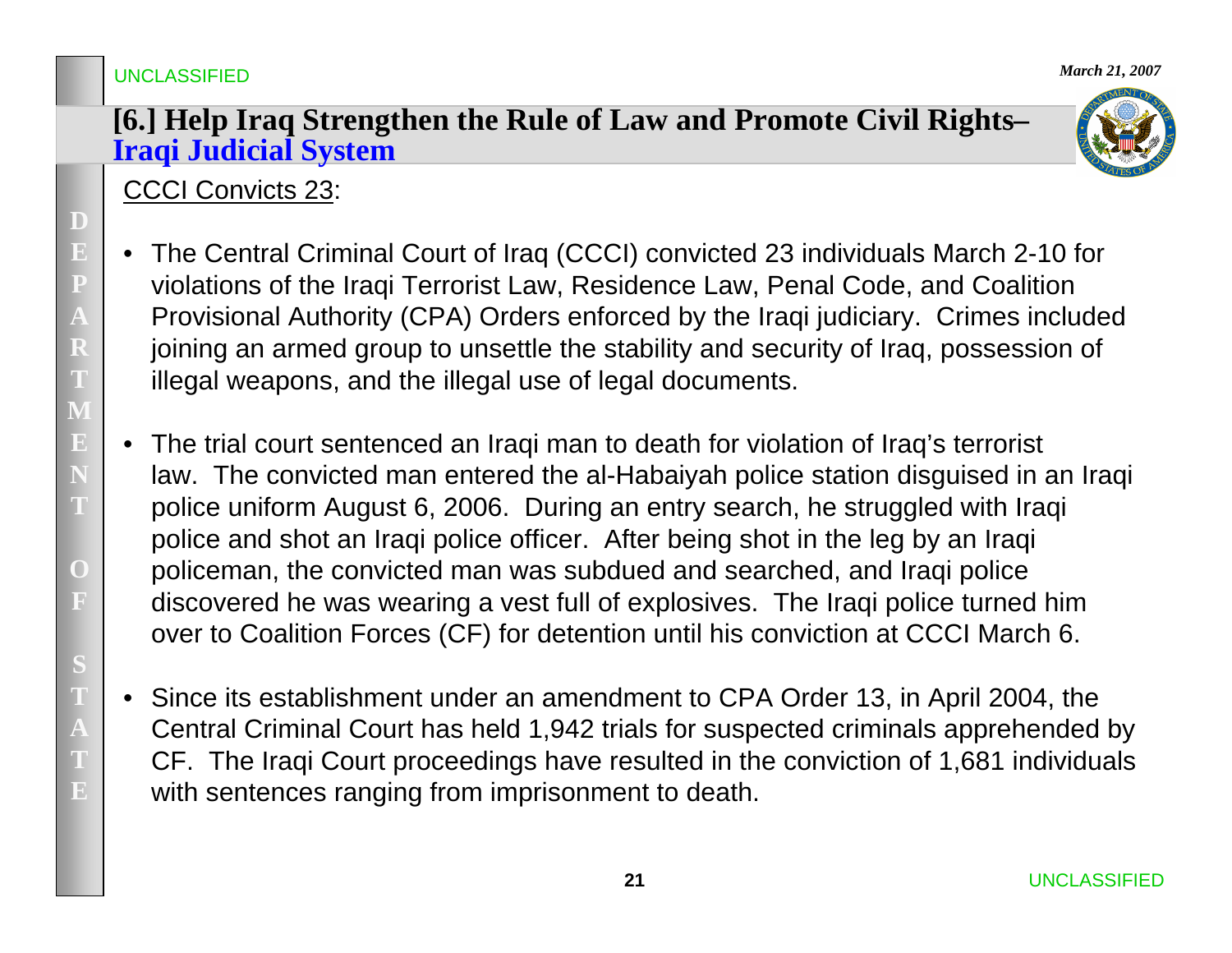# [6.] Help Iraq Strengthen the Rule of Law and Promote Civil Rights– Iraqi Judicial System

CCCI Convicts 23:

- The Central Criminal Court of Iraq (CCCI) convicted 23 individuals March 2-10 for violations of the Iraqi Terrorist Law, Residence Law, Penal Code, and Coalition Provisional Authority (CPA) Orders enforced by the Iraqi judiciary. Crimes included joining an armed group to unsettle the stability and security of Iraq, possession of illegal weapons, and the illegal use of legal documents.

- The trial court sentenced an Iraqi man to death for violation of Iraq's terrorist law. The convicted man entered the al-Habaiyah police station disguised in an Iraqi police uniform August 6, 2006. During an entry search, he struggled with Iraqi police and shot an Iraqi police officer. After being shot in the leg by an Iraqi policeman, the convicted man was subdued and searched, and Iraqi police discovered he was wearing a vest full of explosives. The Iraqi police turned him over to Coalition Forces (CF) for detention until his conviction at CCCI March 6.

- Since its establishment under an amendment to CPA Order 13, in April 2004, the Central Criminal Court has held 1,942 trials for suspected criminals apprehended by CF. The Iraqi Court proceedings have resulted in the conviction of 1,681 individuals with sentences ranging from imprisonment to death.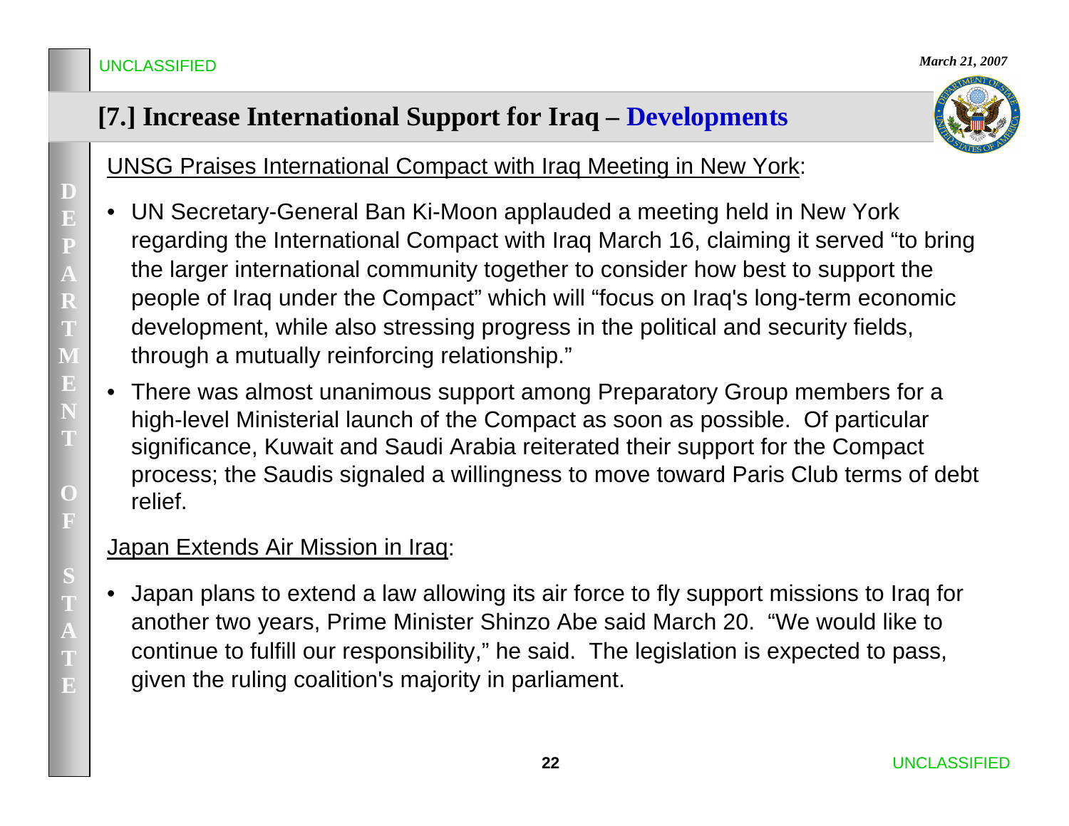# [7.] Increase International Support for Iraq – Developments

UNSG Praises International Compact with Iraq Meeting in New York:

- UN Secretary-General Ban Ki-Moon applauded a meeting held in New York regarding the International Compact with Iraq March 16, claiming it served "to bring the larger international community together to consider how best to support the people of Iraq under the Compact" which will "focus on Iraq's long-term economic development, while also stressing progress in the political and security fields, through a mutually reinforcing relationship."
- There was almost unanimous support among Preparatory Group members for a high-level Ministerial launch of the Compact as soon as possible. Of particular significance, Kuwait and Saudi Arabia reiterated their support for the Compact process; the Saudis signaled a willingness to move toward Paris Club terms of debt relief.

Japan Extends Air Mission in Iraq:

- Japan plans to extend a law allowing its air force to fly support missions to Iraq for another two years, Prime Minister Shinzo Abe said March 20. "We would like to continue to fulfill our responsibility," he said. The legislation is expected to pass, given the ruling coalition's majority in parliament.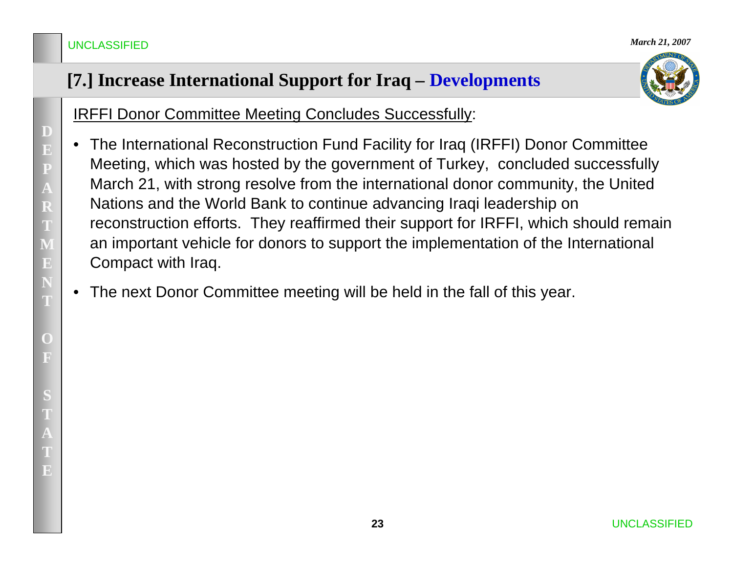## [7.] Increase International Support for Iraq – Developments

IRFFI Donor Committee Meeting Concludes Successfully:

- The International Reconstruction Fund Facility for Iraq (IRFFI) Donor Committee Meeting, which was hosted by the government of Turkey, concluded successfully March 21, with strong resolve from the international donor community, the United Nations and the World Bank to continue advancing Iraqi leadership on reconstruction efforts. They reaffirmed their support for IRFFI, which should remain an important vehicle for donors to support the implementation of the International Compact with Iraq.
- The next Donor Committee meeting will be held in the fall of this year.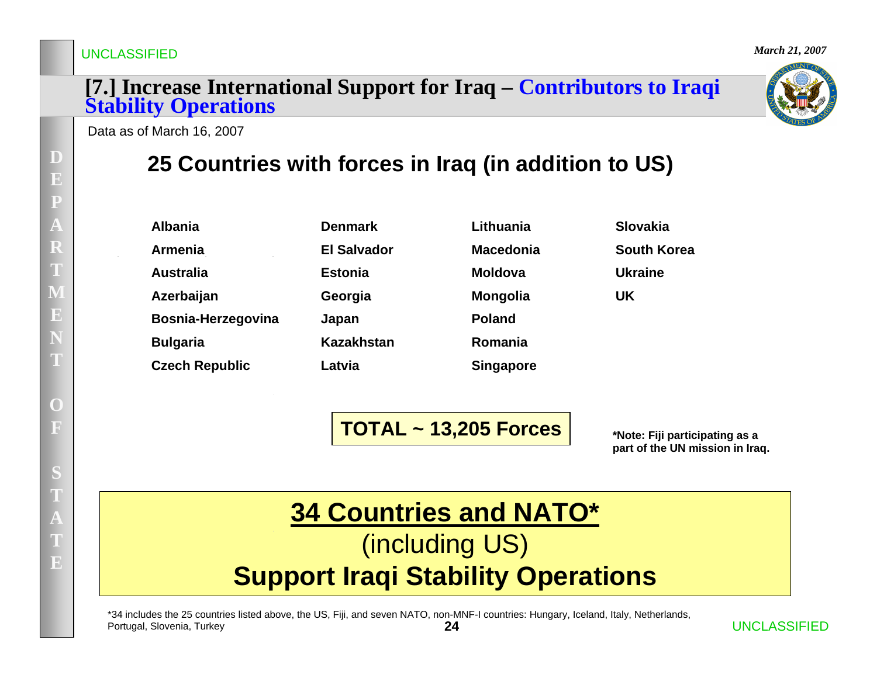# [7.] Increase International Support for Iraq – Contributors to Iraqi Stability Operations

Data as of March 16, 2007

## 25 Countries with forces in Iraq (in addition to US)

| | | | |
|---|---|---|---|
| **Albania** | **Denmark** | **Lithuania** | **Slovakia** |
| **Armenia** | **El Salvador** | **Macedonia** | **South Korea** |
| **Australia** | **Estonia** | **Moldova** | **Ukraine** |
| **Azerbaijan** | **Georgia** | **Mongolia** | **UK** |
| **Bosnia-Herzegovina** | **Japan** | **Poland** | |
| **Bulgaria** | **Kazakhstan** | **Romania** | |
| **Czech Republic** | **Latvia** | **Singapore** | |

**TOTAL ~ 13,205 Forces**

***Note: Fiji participating as a part of the UN mission in Iraq.**

**34 Countries and NATO***

(including US)

**Support Iraqi Stability Operations**

*34 includes the 25 countries listed above, the US, Fiji, and seven NATO, non-MNF-I countries: Hungary, Iceland, Italy, Netherlands, Portugal, Slovenia, Turkey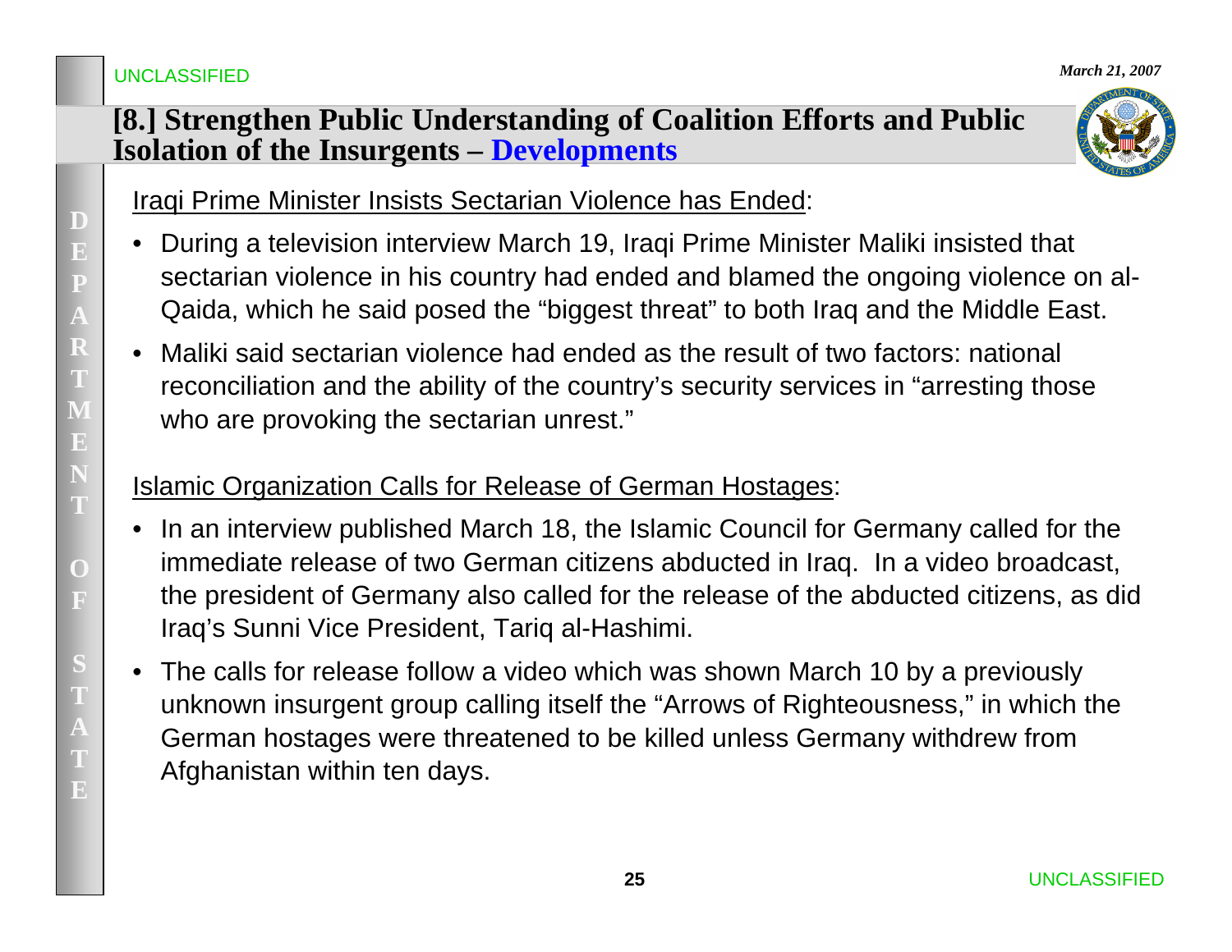## [8.] Strengthen Public Understanding of Coalition Efforts and Public Isolation of the Insurgents – Developments

Iraqi Prime Minister Insists Sectarian Violence has Ended:

- During a television interview March 19, Iraqi Prime Minister Maliki insisted that sectarian violence in his country had ended and blamed the ongoing violence on al-Qaida, which he said posed the "biggest threat" to both Iraq and the Middle East.
- Maliki said sectarian violence had ended as the result of two factors: national reconciliation and the ability of the country's security services in "arresting those who are provoking the sectarian unrest."

Islamic Organization Calls for Release of German Hostages:

- In an interview published March 18, the Islamic Council for Germany called for the immediate release of two German citizens abducted in Iraq. In a video broadcast, the president of Germany also called for the release of the abducted citizens, as did Iraq's Sunni Vice President, Tariq al-Hashimi.
- The calls for release follow a video which was shown March 10 by a previously unknown insurgent group calling itself the "Arrows of Righteousness," in which the German hostages were threatened to be killed unless Germany withdrew from Afghanistan within ten days.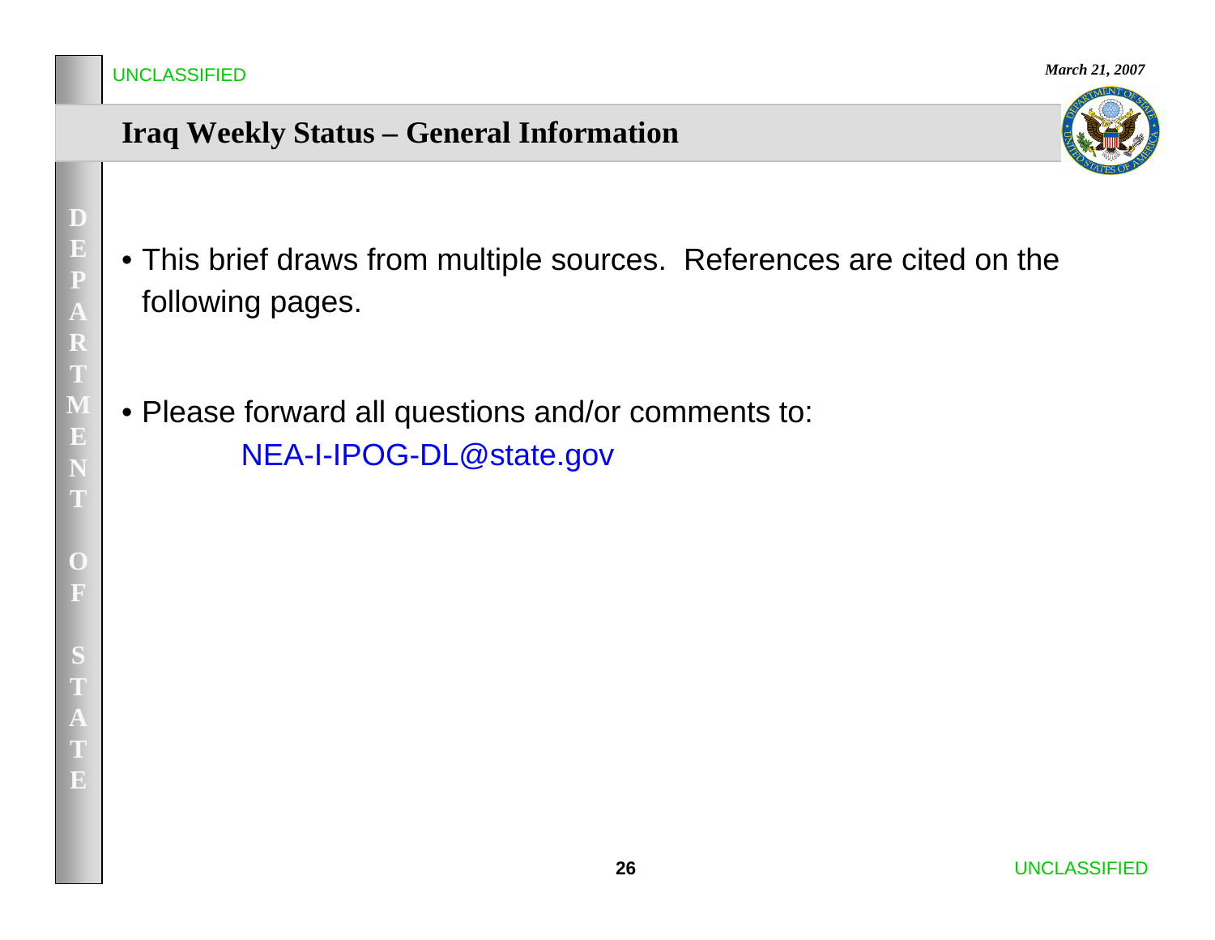# Iraq Weekly Status – General Information

- This brief draws from multiple sources. References are cited on the following pages.

- Please forward all questions and/or comments to:
  NEA-I-IPOG-DL@state.gov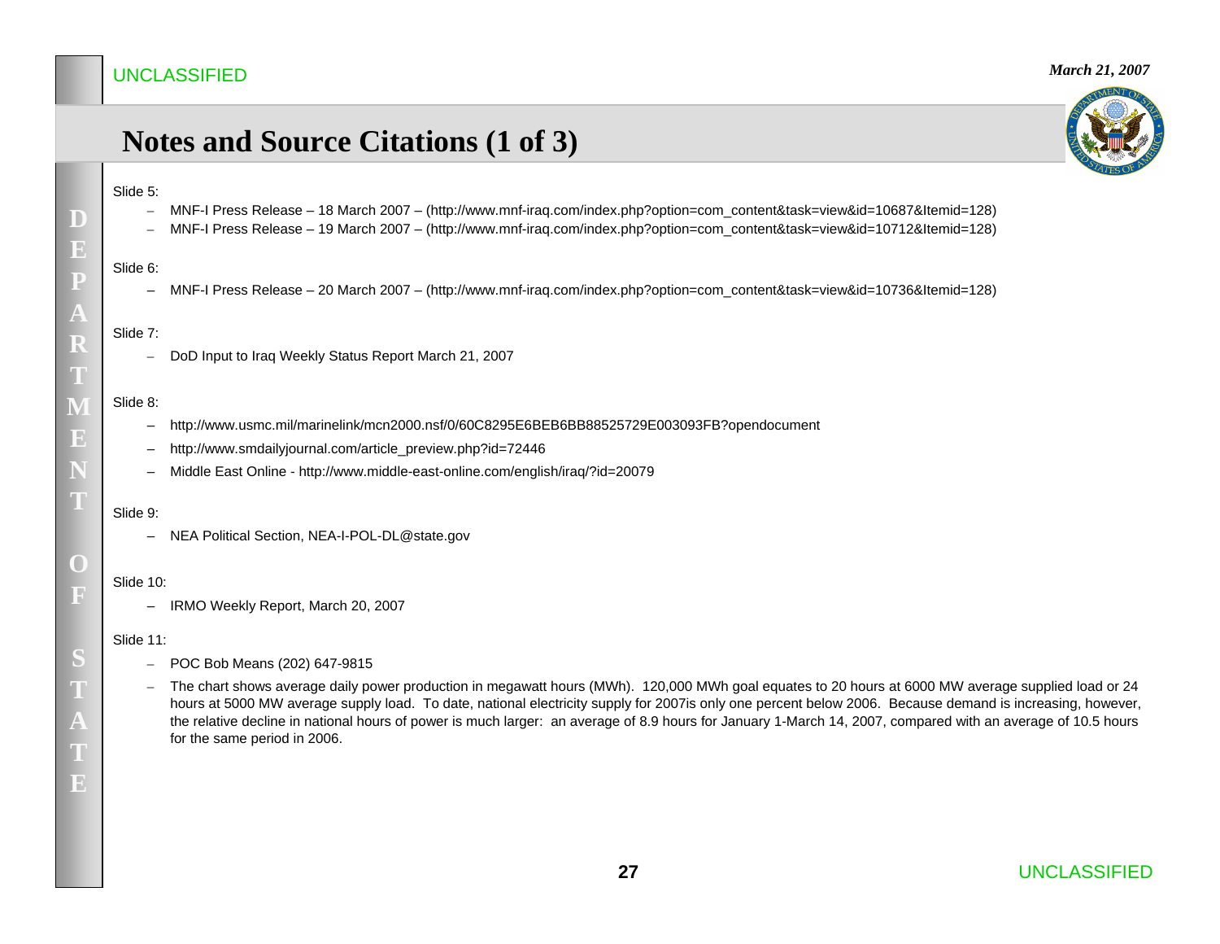## Notes and Source Citations (1 of 3)

Slide 5:

- MNF-I Press Release – 18 March 2007 – (http://www.mnf-iraq.com/index.php?option=com_content&task=view&id=10687&Itemid=128)
- MNF-I Press Release – 19 March 2007 – (http://www.mnf-iraq.com/index.php?option=com_content&task=view&id=10712&Itemid=128)

Slide 6:

- MNF-I Press Release – 20 March 2007 – (http://www.mnf-iraq.com/index.php?option=com_content&task=view&id=10736&Itemid=128)

Slide 7:

- DoD Input to Iraq Weekly Status Report March 21, 2007

Slide 8:

- http://www.usmc.mil/marinelink/mcn2000.nsf/0/60C8295E6BEB6BB88525729E003093FB?opendocument
- http://www.smdailyjournal.com/article_preview.php?id=72446
- Middle East Online - http://www.middle-east-online.com/english/iraq/?id=20079

Slide 9:

- NEA Political Section, NEA-I-POL-DL@state.gov

Slide 10:

- IRMO Weekly Report, March 20, 2007

Slide 11:

- POC Bob Means (202) 647-9815
- The chart shows average daily power production in megawatt hours (MWh). 120,000 MWh goal equates to 20 hours at 6000 MW average supplied load or 24 hours at 5000 MW average supply load. To date, national electricity supply for 2007is only one percent below 2006. Because demand is increasing, however, the relative decline in national hours of power is much larger: an average of 8.9 hours for January 1-March 14, 2007, compared with an average of 10.5 hours for the same period in 2006.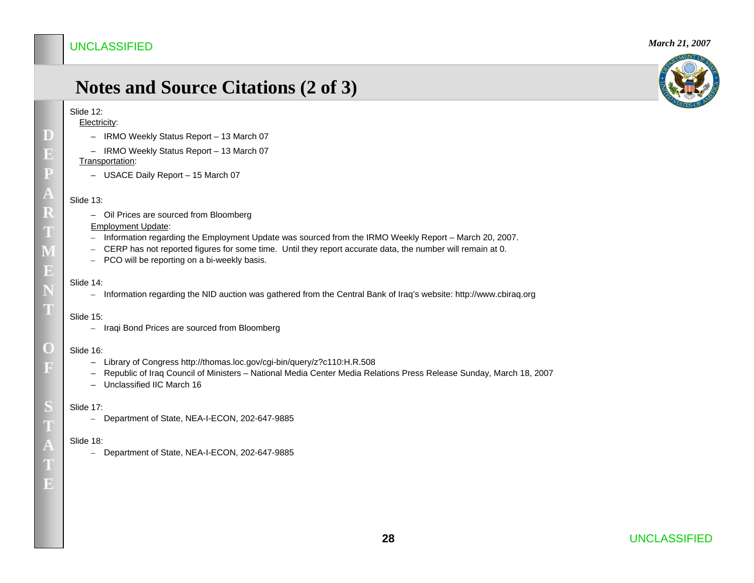# Notes and Source Citations (2 of 3)

Slide 12:

Electricity:

- IRMO Weekly Status Report – 13 March 07
- IRMO Weekly Status Report – 13 March 07

Transportation:

- USACE Daily Report – 15 March 07

Slide 13:

- Oil Prices are sourced from Bloomberg

Employment Update:

- Information regarding the Employment Update was sourced from the IRMO Weekly Report – March 20, 2007.
- CERP has not reported figures for some time. Until they report accurate data, the number will remain at 0.
- PCO will be reporting on a bi-weekly basis.

Slide 14:

- Information regarding the NID auction was gathered from the Central Bank of Iraq's website: http://www.cbiraq.org

Slide 15:

- Iraqi Bond Prices are sourced from Bloomberg

Slide 16:

- Library of Congress http://thomas.loc.gov/cgi-bin/query/z?c110:H.R.508
- Republic of Iraq Council of Ministers – National Media Center Media Relations Press Release Sunday, March 18, 2007
- Unclassified IIC March 16

Slide 17:

- Department of State, NEA-I-ECON, 202-647-9885

Slide 18:

- Department of State, NEA-I-ECON, 202-647-9885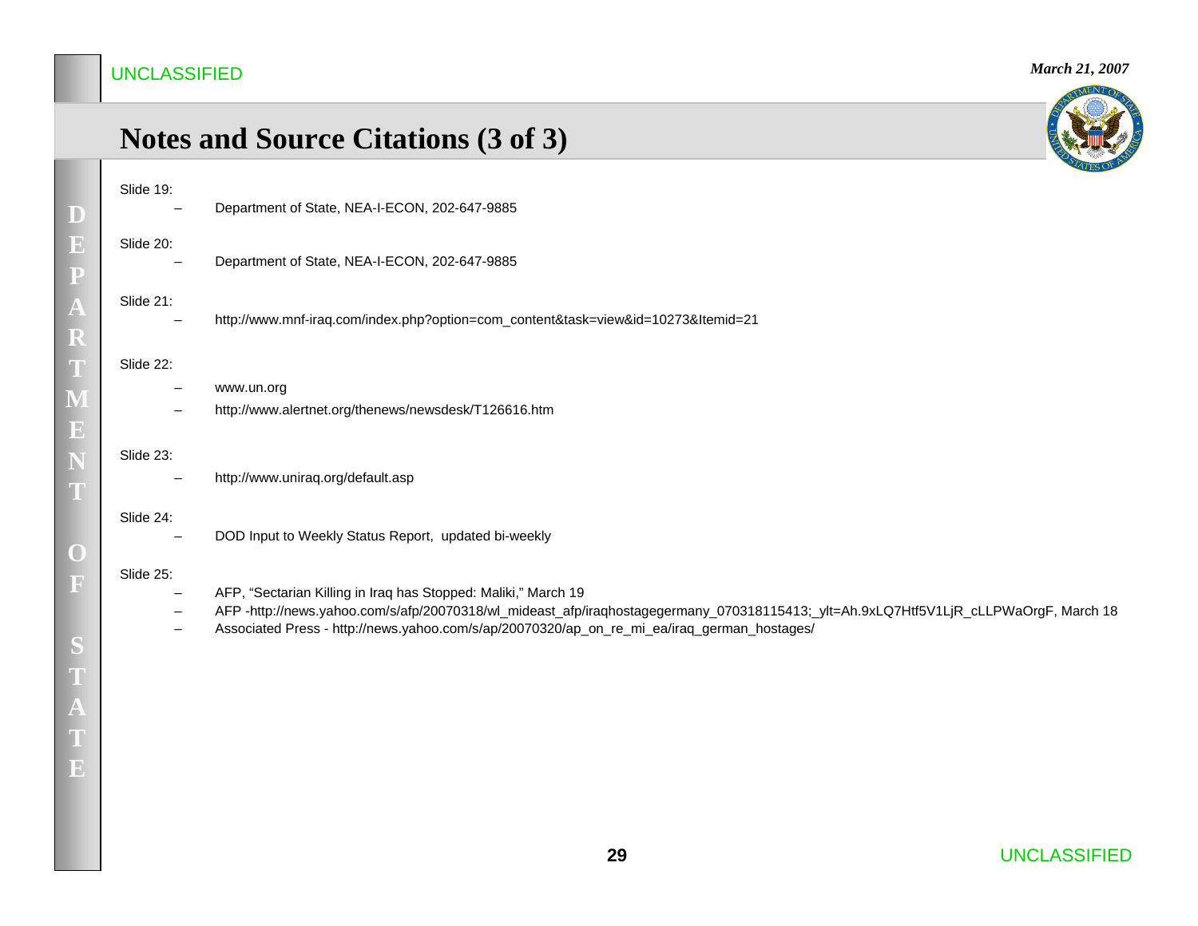# Notes and Source Citations (3 of 3)

Slide 19:

- Department of State, NEA-I-ECON, 202-647-9885

Slide 20:

- Department of State, NEA-I-ECON, 202-647-9885

Slide 21:

- http://www.mnf-iraq.com/index.php?option=com_content&task=view&id=10273&Itemid=21

Slide 22:

- www.un.org
- http://www.alertnet.org/thenews/newsdesk/T126616.htm

Slide 23:

- http://www.uniraq.org/default.asp

Slide 24:

- DOD Input to Weekly Status Report, updated bi-weekly

Slide 25:

- AFP, "Sectarian Killing in Iraq has Stopped: Maliki," March 19
- AFP -http://news.yahoo.com/s/afp/20070318/wl_mideast_afp/iraqhostagegermany_070318115413;_ylt=Ah.9xLQ7Htf5V1LjR_cLLPWaOrgF, March 18
- Associated Press - http://news.yahoo.com/s/ap/20070320/ap_on_re_mi_ea/iraq_german_hostages/